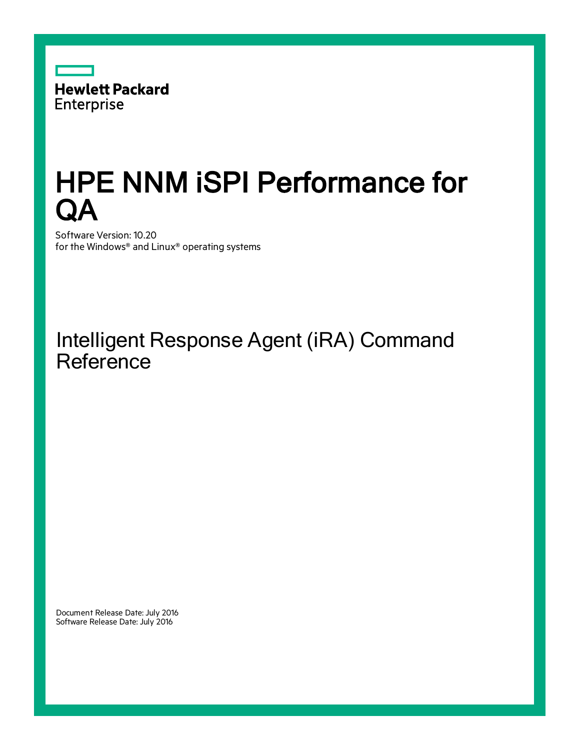Hewlett Packard
Enterprise

# HPE NNM iSPI Performance for QA

Software Version: 10.20
for the Windows® and Linux® operating systems

## Intelligent Response Agent (iRA) Command Reference

Document Release Date: July 2016
Software Release Date: July 2016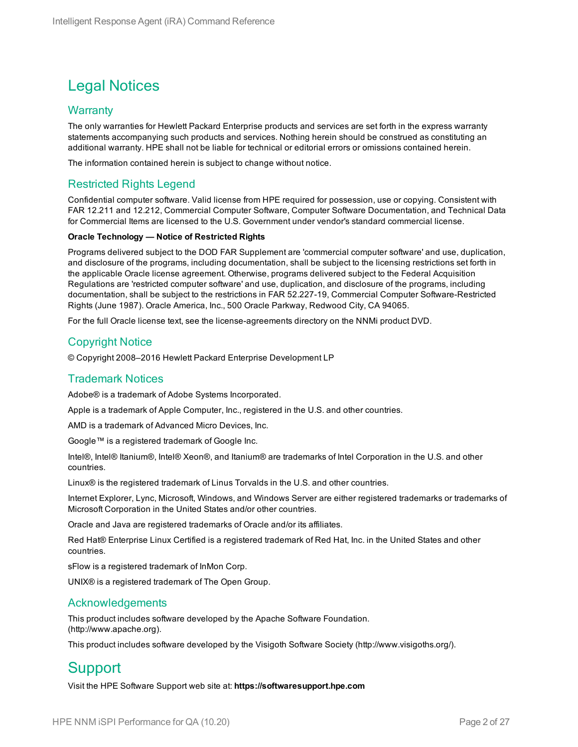# Legal Notices

## Warranty

The only warranties for Hewlett Packard Enterprise products and services are set forth in the express warranty statements accompanying such products and services. Nothing herein should be construed as constituting an additional warranty. HPE shall not be liable for technical or editorial errors or omissions contained herein.

The information contained herein is subject to change without notice.

## Restricted Rights Legend

Confidential computer software. Valid license from HPE required for possession, use or copying. Consistent with FAR 12.211 and 12.212, Commercial Computer Software, Computer Software Documentation, and Technical Data for Commercial Items are licensed to the U.S. Government under vendor's standard commercial license.

**Oracle Technology — Notice of Restricted Rights**

Programs delivered subject to the DOD FAR Supplement are 'commercial computer software' and use, duplication, and disclosure of the programs, including documentation, shall be subject to the licensing restrictions set forth in the applicable Oracle license agreement. Otherwise, programs delivered subject to the Federal Acquisition Regulations are 'restricted computer software' and use, duplication, and disclosure of the programs, including documentation, shall be subject to the restrictions in FAR 52.227-19, Commercial Computer Software-Restricted Rights (June 1987). Oracle America, Inc., 500 Oracle Parkway, Redwood City, CA 94065.

For the full Oracle license text, see the license-agreements directory on the NNMi product DVD.

## Copyright Notice

© Copyright 2008–2016 Hewlett Packard Enterprise Development LP

## Trademark Notices

Adobe® is a trademark of Adobe Systems Incorporated.

Apple is a trademark of Apple Computer, Inc., registered in the U.S. and other countries.

AMD is a trademark of Advanced Micro Devices, Inc.

Google™ is a registered trademark of Google Inc.

Intel®, Intel® Itanium®, Intel® Xeon®, and Itanium® are trademarks of Intel Corporation in the U.S. and other countries.

Linux® is the registered trademark of Linus Torvalds in the U.S. and other countries.

Internet Explorer, Lync, Microsoft, Windows, and Windows Server are either registered trademarks or trademarks of Microsoft Corporation in the United States and/or other countries.

Oracle and Java are registered trademarks of Oracle and/or its affiliates.

Red Hat® Enterprise Linux Certified is a registered trademark of Red Hat, Inc. in the United States and other countries.

sFlow is a registered trademark of InMon Corp.

UNIX® is a registered trademark of The Open Group.

## Acknowledgements

This product includes software developed by the Apache Software Foundation. (http://www.apache.org).

This product includes software developed by the Visigoth Software Society (http://www.visigoths.org/).

# Support

Visit the HPE Software Support web site at: **https://softwaresupport.hpe.com**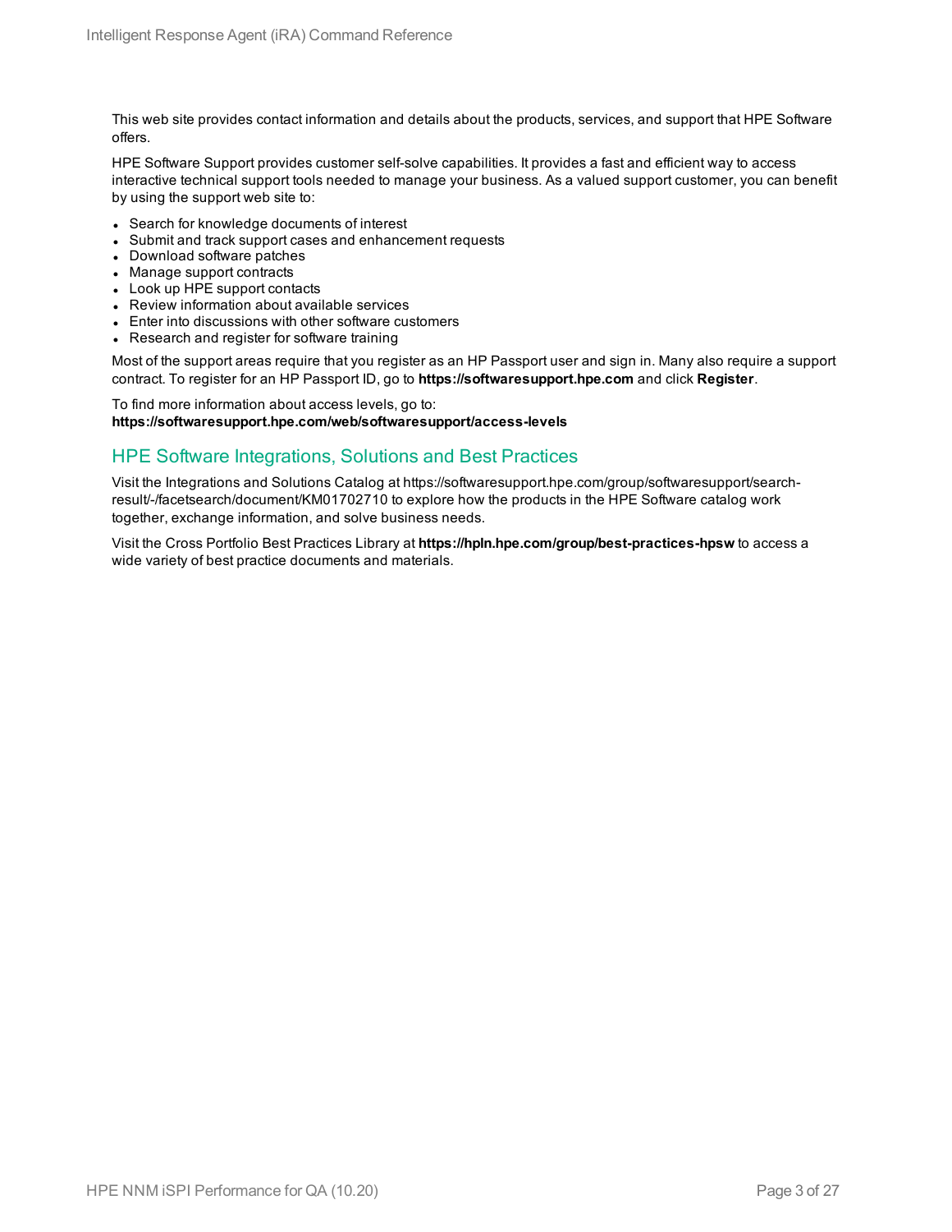This web site provides contact information and details about the products, services, and support that HPE Software offers.

HPE Software Support provides customer self-solve capabilities. It provides a fast and efficient way to access interactive technical support tools needed to manage your business. As a valued support customer, you can benefit by using the support web site to:

- Search for knowledge documents of interest
- Submit and track support cases and enhancement requests
- Download software patches
- Manage support contracts
- Look up HPE support contacts
- Review information about available services
- Enter into discussions with other software customers
- Research and register for software training

Most of the support areas require that you register as an HP Passport user and sign in. Many also require a support contract. To register for an HP Passport ID, go to **https://softwaresupport.hpe.com** and click **Register**.

To find more information about access levels, go to:
**https://softwaresupport.hpe.com/web/softwaresupport/access-levels**

## HPE Software Integrations, Solutions and Best Practices

Visit the Integrations and Solutions Catalog at https://softwaresupport.hpe.com/group/softwaresupport/search-result/-/facetsearch/document/KM01702710 to explore how the products in the HPE Software catalog work together, exchange information, and solve business needs.

Visit the Cross Portfolio Best Practices Library at **https://hpln.hpe.com/group/best-practices-hpsw** to access a wide variety of best practice documents and materials.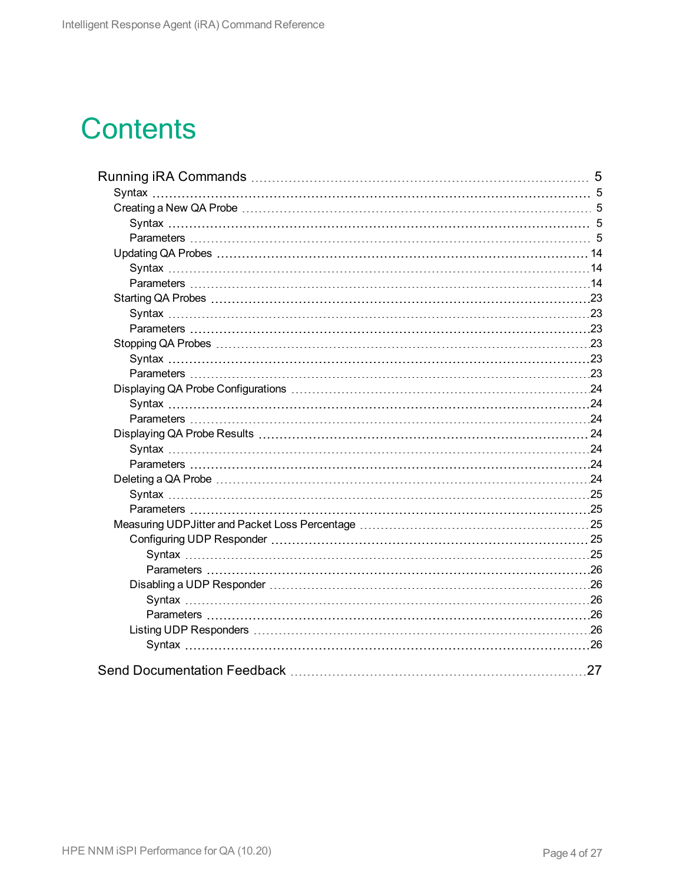# Contents

- Running iRA Commands ..... 5
  - Syntax ..... 5
  - Creating a New QA Probe ..... 5
    - Syntax ..... 5
    - Parameters ..... 5
  - Updating QA Probes ..... 14
    - Syntax ..... 14
    - Parameters ..... 14
  - Starting QA Probes ..... 23
    - Syntax ..... 23
    - Parameters ..... 23
  - Stopping QA Probes ..... 23
    - Syntax ..... 23
    - Parameters ..... 23
  - Displaying QA Probe Configurations ..... 24
    - Syntax ..... 24
    - Parameters ..... 24
  - Displaying QA Probe Results ..... 24
    - Syntax ..... 24
    - Parameters ..... 24
  - Deleting a QA Probe ..... 24
    - Syntax ..... 25
    - Parameters ..... 25
  - Measuring UDPJitter and Packet Loss Percentage ..... 25
    - Configuring UDP Responder ..... 25
      - Syntax ..... 25
      - Parameters ..... 26
    - Disabling a UDP Responder ..... 26
      - Syntax ..... 26
      - Parameters ..... 26
    - Listing UDP Responders ..... 26
      - Syntax ..... 26
- Send Documentation Feedback ..... 27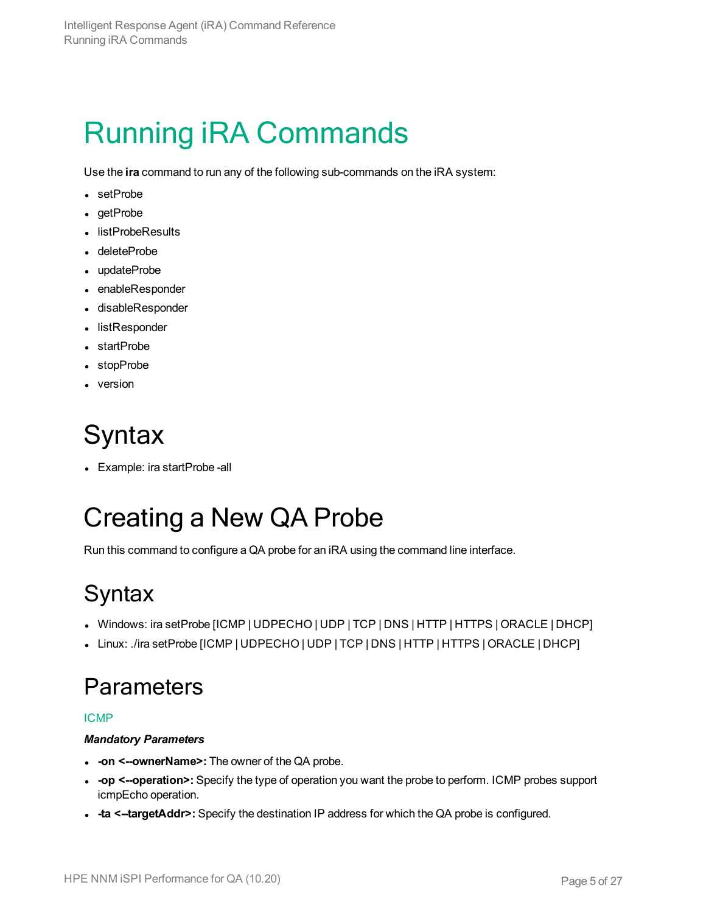# Running iRA Commands

Use the **ira** command to run any of the following sub-commands on the iRA system:

- setProbe
- getProbe
- listProbeResults
- deleteProbe
- updateProbe
- enableResponder
- disableResponder
- listResponder
- startProbe
- stopProbe
- version

# Syntax

- Example: ira startProbe -all

# Creating a New QA Probe

Run this command to configure a QA probe for an iRA using the command line interface.

## Syntax

- Windows: ira setProbe [ICMP | UDPECHO | UDP | TCP | DNS | HTTP | HTTPS | ORACLE | DHCP]
- Linux: ./ira setProbe [ICMP | UDPECHO | UDP | TCP | DNS | HTTP | HTTPS | ORACLE | DHCP]

## Parameters

ICMP

***Mandatory Parameters***

- **-on <--ownerName>:** The owner of the QA probe.
- **-op <--operation>:** Specify the type of operation you want the probe to perform. ICMP probes support icmpEcho operation.
- **-ta <--targetAddr>:** Specify the destination IP address for which the QA probe is configured.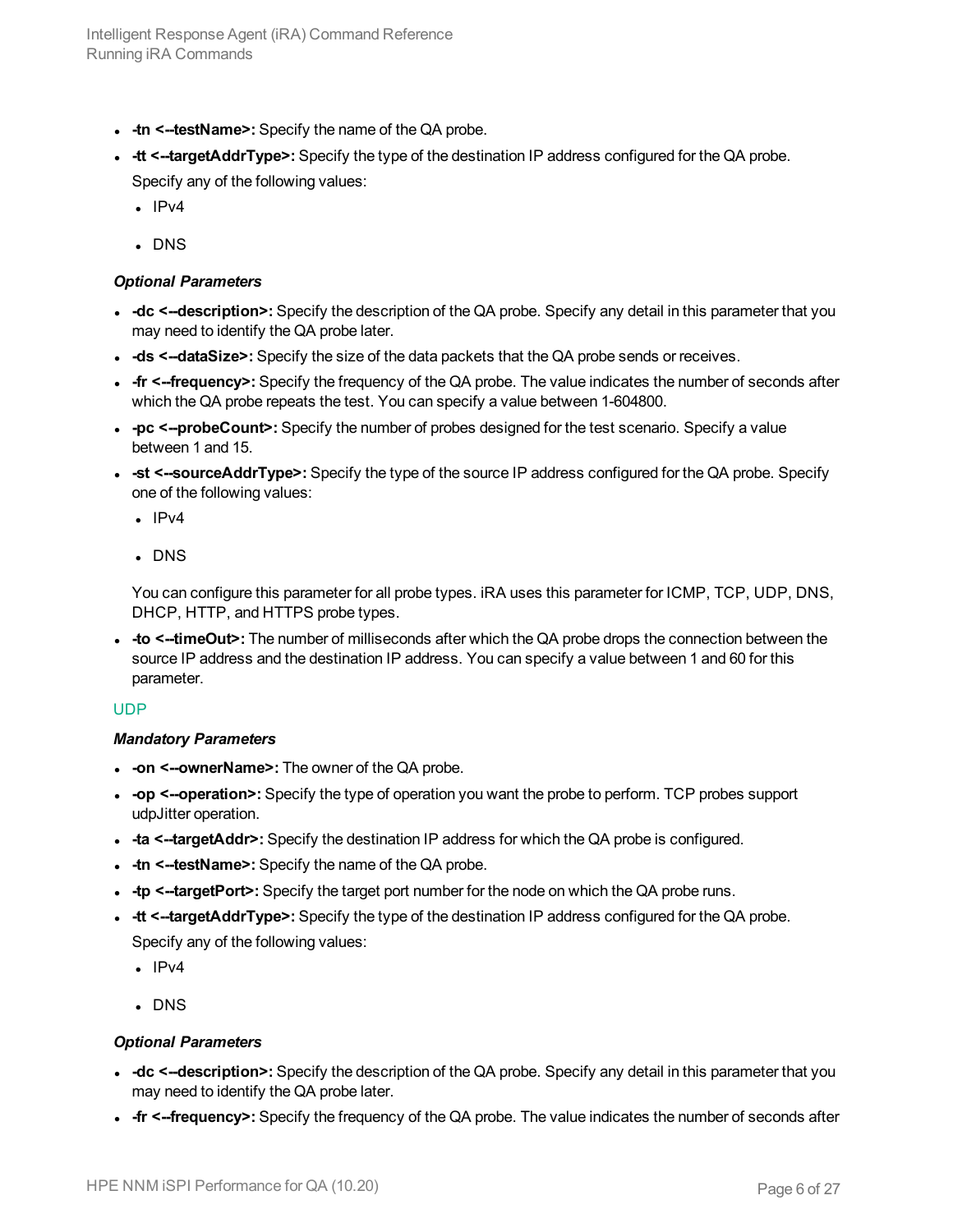- **-tn <--testName>:** Specify the name of the QA probe.
- **-tt <--targetAddrType>:** Specify the type of the destination IP address configured for the QA probe.

  Specify any of the following values:

  - IPv4
  - DNS

#### *Optional Parameters*

- **-dc <--description>:** Specify the description of the QA probe. Specify any detail in this parameter that you may need to identify the QA probe later.
- **-ds <--dataSize>:** Specify the size of the data packets that the QA probe sends or receives.
- **-fr <--frequency>:** Specify the frequency of the QA probe. The value indicates the number of seconds after which the QA probe repeats the test. You can specify a value between 1-604800.
- **-pc <--probeCount>:** Specify the number of probes designed for the test scenario. Specify a value between 1 and 15.
- **-st <--sourceAddrType>:** Specify the type of the source IP address configured for the QA probe. Specify one of the following values:

  - IPv4
  - DNS

  You can configure this parameter for all probe types. iRA uses this parameter for ICMP, TCP, UDP, DNS, DHCP, HTTP, and HTTPS probe types.
- **-to <--timeOut>:** The number of milliseconds after which the QA probe drops the connection between the source IP address and the destination IP address. You can specify a value between 1 and 60 for this parameter.

### UDP

#### *Mandatory Parameters*

- **-on <--ownerName>:** The owner of the QA probe.
- **-op <--operation>:** Specify the type of operation you want the probe to perform. TCP probes support udpJitter operation.
- **-ta <--targetAddr>:** Specify the destination IP address for which the QA probe is configured.
- **-tn <--testName>:** Specify the name of the QA probe.
- **-tp <--targetPort>:** Specify the target port number for the node on which the QA probe runs.
- **-tt <--targetAddrType>:** Specify the type of the destination IP address configured for the QA probe.

  Specify any of the following values:

  - IPv4
  - DNS

#### *Optional Parameters*

- **-dc <--description>:** Specify the description of the QA probe. Specify any detail in this parameter that you may need to identify the QA probe later.
- **-fr <--frequency>:** Specify the frequency of the QA probe. The value indicates the number of seconds after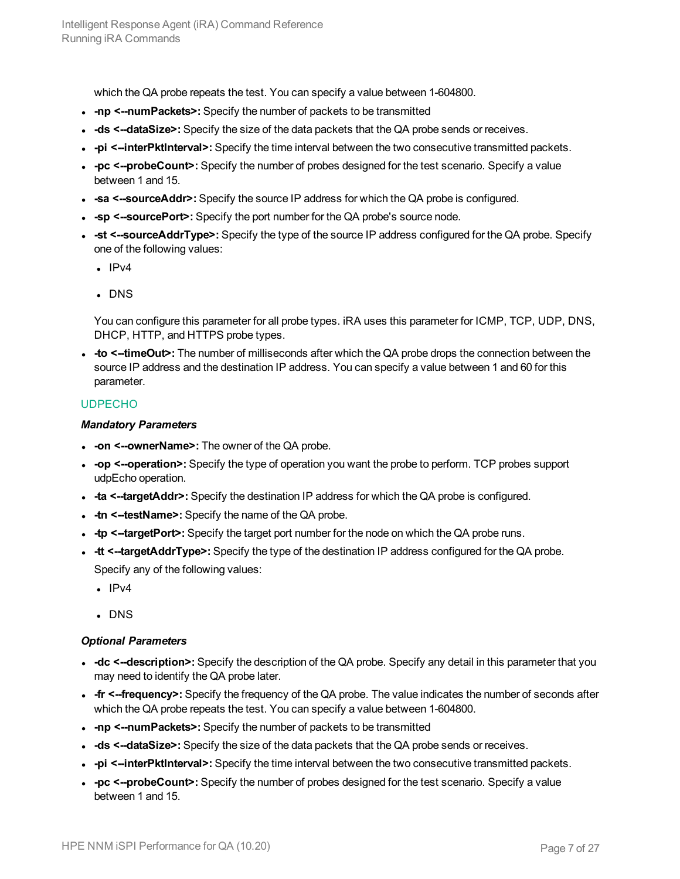which the QA probe repeats the test. You can specify a value between 1-604800.

- **-np <--numPackets>:** Specify the number of packets to be transmitted
- **-ds <--dataSize>:** Specify the size of the data packets that the QA probe sends or receives.
- **-pi <--interPktInterval>:** Specify the time interval between the two consecutive transmitted packets.
- **-pc <--probeCount>:** Specify the number of probes designed for the test scenario. Specify a value between 1 and 15.
- **-sa <--sourceAddr>:** Specify the source IP address for which the QA probe is configured.
- **-sp <--sourcePort>:** Specify the port number for the QA probe's source node.
- **-st <--sourceAddrType>:** Specify the type of the source IP address configured for the QA probe. Specify one of the following values:
  - IPv4
  - DNS

  You can configure this parameter for all probe types. iRA uses this parameter for ICMP, TCP, UDP, DNS, DHCP, HTTP, and HTTPS probe types.
- **-to <--timeOut>:** The number of milliseconds after which the QA probe drops the connection between the source IP address and the destination IP address. You can specify a value between 1 and 60 for this parameter.

### UDPECHO

#### *Mandatory Parameters*

- **-on <--ownerName>:** The owner of the QA probe.
- **-op <--operation>:** Specify the type of operation you want the probe to perform. TCP probes support udpEcho operation.
- **-ta <--targetAddr>:** Specify the destination IP address for which the QA probe is configured.
- **-tn <--testName>:** Specify the name of the QA probe.
- **-tp <--targetPort>:** Specify the target port number for the node on which the QA probe runs.
- **-tt <--targetAddrType>:** Specify the type of the destination IP address configured for the QA probe. Specify any of the following values:
  - IPv4
  - DNS

#### *Optional Parameters*

- **-dc <--description>:** Specify the description of the QA probe. Specify any detail in this parameter that you may need to identify the QA probe later.
- **-fr <--frequency>:** Specify the frequency of the QA probe. The value indicates the number of seconds after which the QA probe repeats the test. You can specify a value between 1-604800.
- **-np <--numPackets>:** Specify the number of packets to be transmitted
- **-ds <--dataSize>:** Specify the size of the data packets that the QA probe sends or receives.
- **-pi <--interPktInterval>:** Specify the time interval between the two consecutive transmitted packets.
- **-pc <--probeCount>:** Specify the number of probes designed for the test scenario. Specify a value between 1 and 15.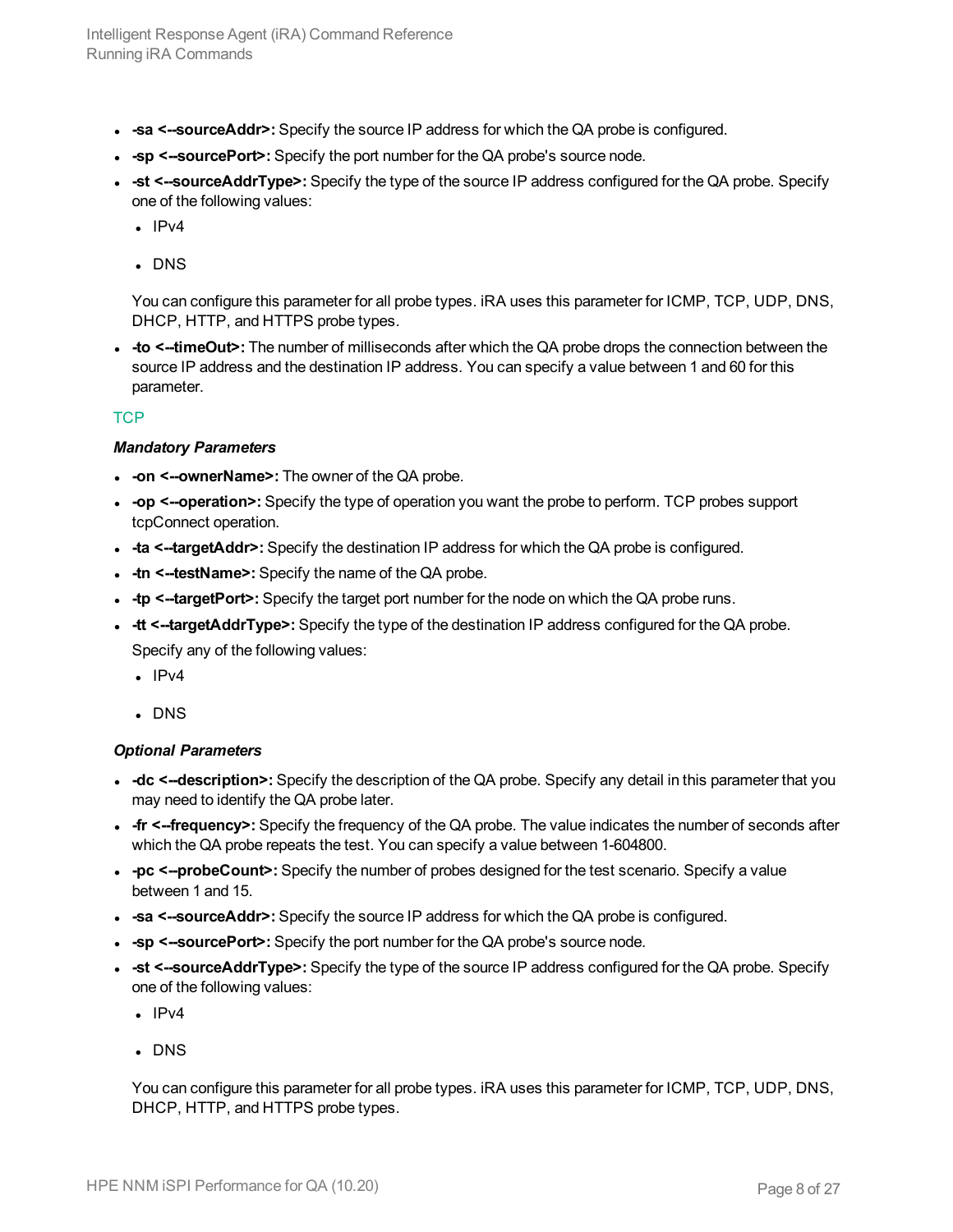- **-sa <--sourceAddr>:** Specify the source IP address for which the QA probe is configured.
- **-sp <--sourcePort>:** Specify the port number for the QA probe's source node.
- **-st <--sourceAddrType>:** Specify the type of the source IP address configured for the QA probe. Specify one of the following values:
  - IPv4
  - DNS

  You can configure this parameter for all probe types. iRA uses this parameter for ICMP, TCP, UDP, DNS, DHCP, HTTP, and HTTPS probe types.
- **-to <--timeOut>:** The number of milliseconds after which the QA probe drops the connection between the source IP address and the destination IP address. You can specify a value between 1 and 60 for this parameter.

### TCP

***Mandatory Parameters***

- **-on <--ownerName>:** The owner of the QA probe.
- **-op <--operation>:** Specify the type of operation you want the probe to perform. TCP probes support tcpConnect operation.
- **-ta <--targetAddr>:** Specify the destination IP address for which the QA probe is configured.
- **-tn <--testName>:** Specify the name of the QA probe.
- **-tp <--targetPort>:** Specify the target port number for the node on which the QA probe runs.
- **-tt <--targetAddrType>:** Specify the type of the destination IP address configured for the QA probe.

  Specify any of the following values:
  - IPv4
  - DNS

***Optional Parameters***

- **-dc <--description>:** Specify the description of the QA probe. Specify any detail in this parameter that you may need to identify the QA probe later.
- **-fr <--frequency>:** Specify the frequency of the QA probe. The value indicates the number of seconds after which the QA probe repeats the test. You can specify a value between 1-604800.
- **-pc <--probeCount>:** Specify the number of probes designed for the test scenario. Specify a value between 1 and 15.
- **-sa <--sourceAddr>:** Specify the source IP address for which the QA probe is configured.
- **-sp <--sourcePort>:** Specify the port number for the QA probe's source node.
- **-st <--sourceAddrType>:** Specify the type of the source IP address configured for the QA probe. Specify one of the following values:
  - IPv4
  - DNS

  You can configure this parameter for all probe types. iRA uses this parameter for ICMP, TCP, UDP, DNS, DHCP, HTTP, and HTTPS probe types.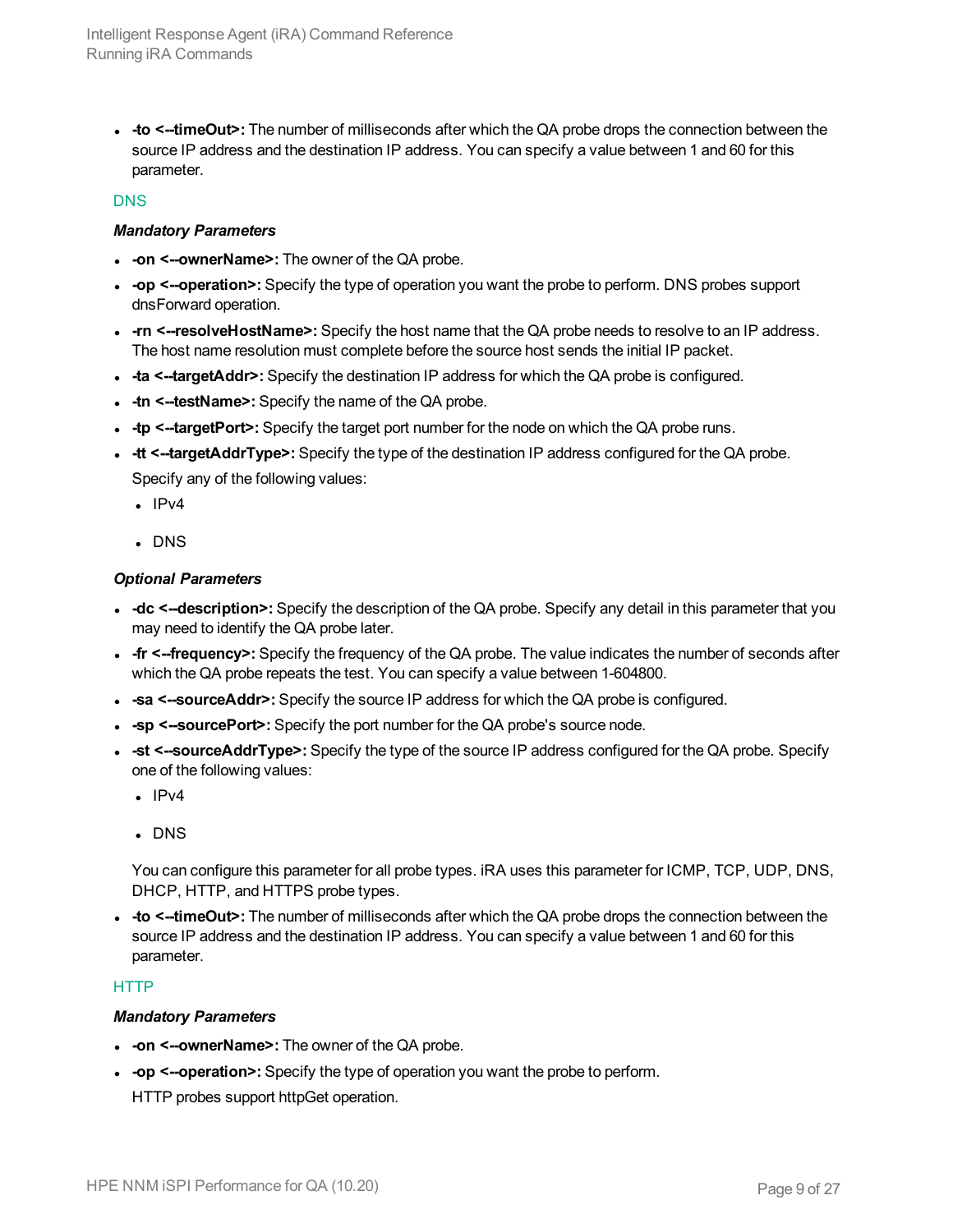- **-to <--timeOut>:** The number of milliseconds after which the QA probe drops the connection between the source IP address and the destination IP address. You can specify a value between 1 and 60 for this parameter.

### DNS

***Mandatory Parameters***

- **-on <--ownerName>:** The owner of the QA probe.
- **-op <--operation>:** Specify the type of operation you want the probe to perform. DNS probes support dnsForward operation.
- **-rn <--resolveHostName>:** Specify the host name that the QA probe needs to resolve to an IP address. The host name resolution must complete before the source host sends the initial IP packet.
- **-ta <--targetAddr>:** Specify the destination IP address for which the QA probe is configured.
- **-tn <--testName>:** Specify the name of the QA probe.
- **-tp <--targetPort>:** Specify the target port number for the node on which the QA probe runs.
- **-tt <--targetAddrType>:** Specify the type of the destination IP address configured for the QA probe.

  Specify any of the following values:

  - IPv4
  - DNS

***Optional Parameters***

- **-dc <--description>:** Specify the description of the QA probe. Specify any detail in this parameter that you may need to identify the QA probe later.
- **-fr <--frequency>:** Specify the frequency of the QA probe. The value indicates the number of seconds after which the QA probe repeats the test. You can specify a value between 1-604800.
- **-sa <--sourceAddr>:** Specify the source IP address for which the QA probe is configured.
- **-sp <--sourcePort>:** Specify the port number for the QA probe's source node.
- **-st <--sourceAddrType>:** Specify the type of the source IP address configured for the QA probe. Specify one of the following values:

  - IPv4
  - DNS

  You can configure this parameter for all probe types. iRA uses this parameter for ICMP, TCP, UDP, DNS, DHCP, HTTP, and HTTPS probe types.
- **-to <--timeOut>:** The number of milliseconds after which the QA probe drops the connection between the source IP address and the destination IP address. You can specify a value between 1 and 60 for this parameter.

### HTTP

***Mandatory Parameters***

- **-on <--ownerName>:** The owner of the QA probe.
- **-op <--operation>:** Specify the type of operation you want the probe to perform.

  HTTP probes support httpGet operation.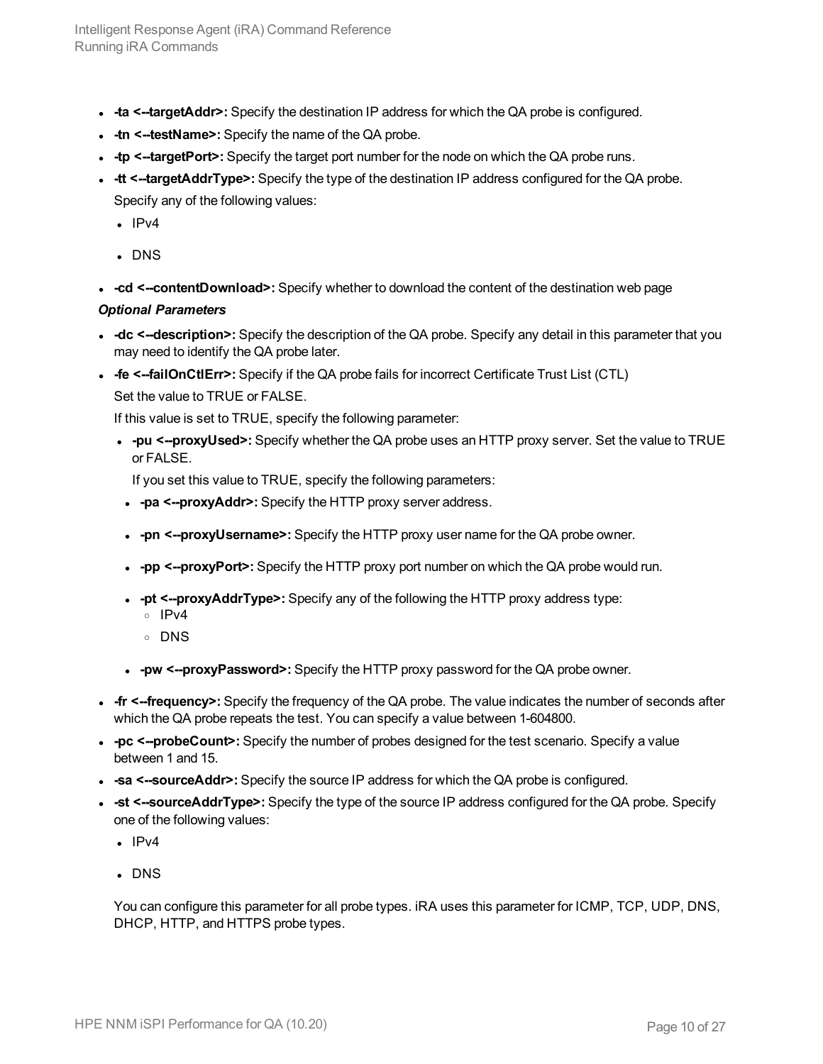- **-ta <--targetAddr>:** Specify the destination IP address for which the QA probe is configured.
- **-tn <--testName>:** Specify the name of the QA probe.
- **-tp <--targetPort>:** Specify the target port number for the node on which the QA probe runs.
- **-tt <--targetAddrType>:** Specify the type of the destination IP address configured for the QA probe.

  Specify any of the following values:

  - IPv4
  - DNS
- **-cd <--contentDownload>:** Specify whether to download the content of the destination web page

***Optional Parameters***

- **-dc <--description>:** Specify the description of the QA probe. Specify any detail in this parameter that you may need to identify the QA probe later.
- **-fe <--failOnCtlErr>:** Specify if the QA probe fails for incorrect Certificate Trust List (CTL)

  Set the value to TRUE or FALSE.

  If this value is set to TRUE, specify the following parameter:

  - **-pu <--proxyUsed>:** Specify whether the QA probe uses an HTTP proxy server. Set the value to TRUE or FALSE.

    If you set this value to TRUE, specify the following parameters:

    - **-pa <--proxyAddr>:** Specify the HTTP proxy server address.
    - **-pn <--proxyUsername>:** Specify the HTTP proxy user name for the QA probe owner.
    - **-pp <--proxyPort>:** Specify the HTTP proxy port number on which the QA probe would run.
    - **-pt <--proxyAddrType>:** Specify any of the following the HTTP proxy address type:
      - IPv4
      - DNS
    - **-pw <--proxyPassword>:** Specify the HTTP proxy password for the QA probe owner.
- **-fr <--frequency>:** Specify the frequency of the QA probe. The value indicates the number of seconds after which the QA probe repeats the test. You can specify a value between 1-604800.
- **-pc <--probeCount>:** Specify the number of probes designed for the test scenario. Specify a value between 1 and 15.
- **-sa <--sourceAddr>:** Specify the source IP address for which the QA probe is configured.
- **-st <--sourceAddrType>:** Specify the type of the source IP address configured for the QA probe. Specify one of the following values:

  - IPv4
  - DNS

  You can configure this parameter for all probe types. iRA uses this parameter for ICMP, TCP, UDP, DNS, DHCP, HTTP, and HTTPS probe types.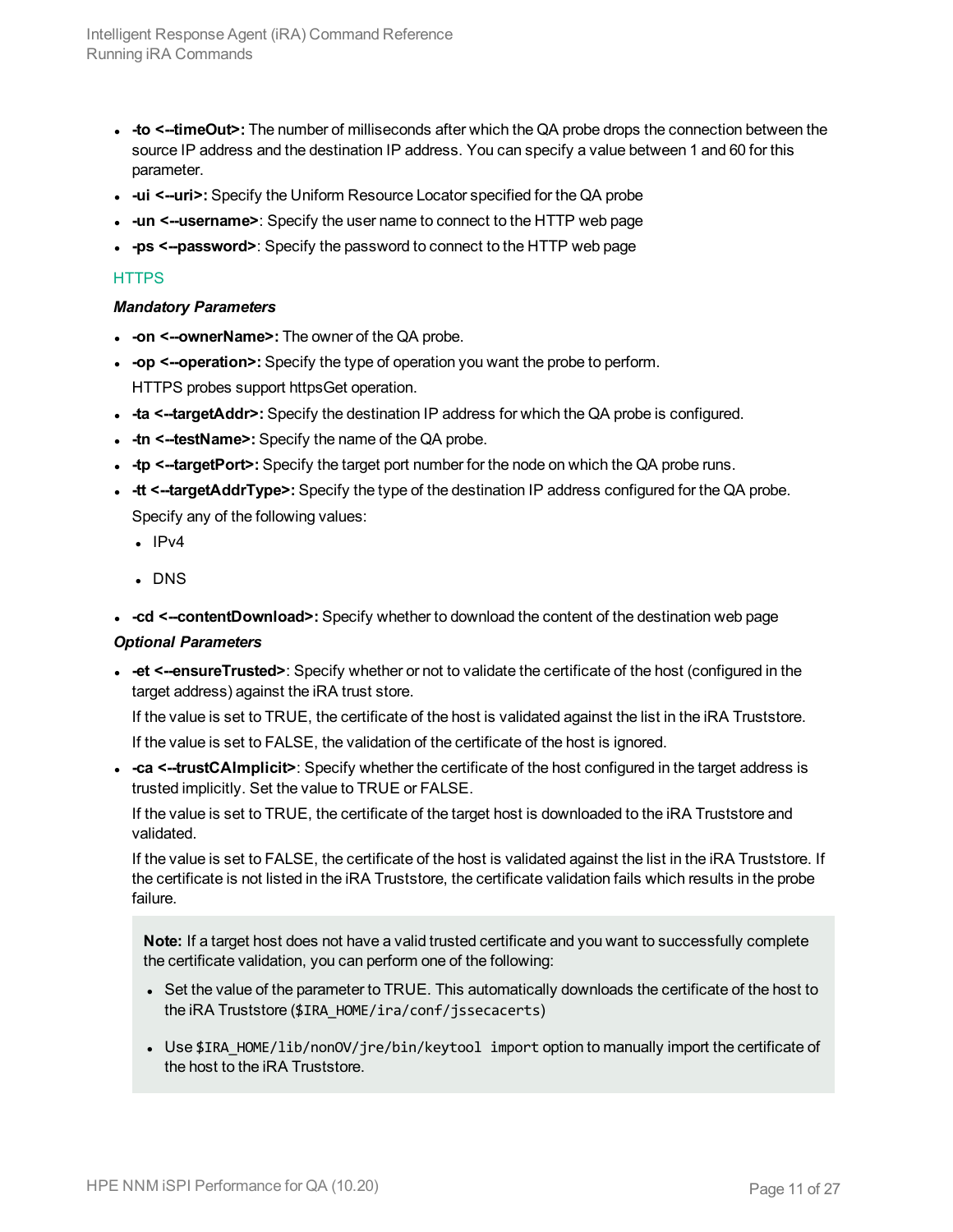- **-to <--timeOut>:** The number of milliseconds after which the QA probe drops the connection between the source IP address and the destination IP address. You can specify a value between 1 and 60 for this parameter.
- **-ui <--uri>:** Specify the Uniform Resource Locator specified for the QA probe
- **-un <--username>**: Specify the user name to connect to the HTTP web page
- **-ps <--password>**: Specify the password to connect to the HTTP web page

### HTTPS

***Mandatory Parameters***

- **-on <--ownerName>:** The owner of the QA probe.
- **-op <--operation>:** Specify the type of operation you want the probe to perform.

  HTTPS probes support httpsGet operation.
- **-ta <--targetAddr>:** Specify the destination IP address for which the QA probe is configured.
- **-tn <--testName>:** Specify the name of the QA probe.
- **-tp <--targetPort>:** Specify the target port number for the node on which the QA probe runs.
- **-tt <--targetAddrType>:** Specify the type of the destination IP address configured for the QA probe.

  Specify any of the following values:
  - IPv4
  - DNS
- **-cd <--contentDownload>:** Specify whether to download the content of the destination web page

***Optional Parameters***

- **-et <--ensureTrusted>**: Specify whether or not to validate the certificate of the host (configured in the target address) against the iRA trust store.

  If the value is set to TRUE, the certificate of the host is validated against the list in the iRA Truststore.

  If the value is set to FALSE, the validation of the certificate of the host is ignored.
- **-ca <--trustCAImplicit>**: Specify whether the certificate of the host configured in the target address is trusted implicitly. Set the value to TRUE or FALSE.

  If the value is set to TRUE, the certificate of the target host is downloaded to the iRA Truststore and validated.

  If the value is set to FALSE, the certificate of the host is validated against the list in the iRA Truststore. If the certificate is not listed in the iRA Truststore, the certificate validation fails which results in the probe failure.

  > **Note:** If a target host does not have a valid trusted certificate and you want to successfully complete the certificate validation, you can perform one of the following:
  >
  > - Set the value of the parameter to TRUE. This automatically downloads the certificate of the host to the iRA Truststore (`$IRA_HOME/ira/conf/jssecacerts`)
  > - Use `$IRA_HOME/lib/nonOV/jre/bin/keytool import` option to manually import the certificate of the host to the iRA Truststore.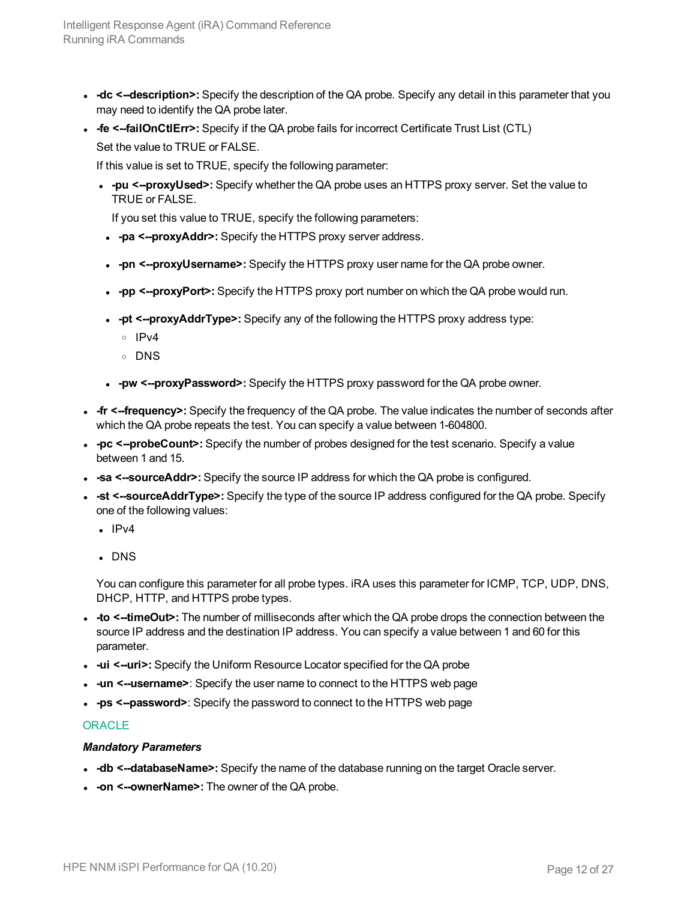- **-dc <--description>:** Specify the description of the QA probe. Specify any detail in this parameter that you may need to identify the QA probe later.
- **-fe <--failOnCtlErr>:** Specify if the QA probe fails for incorrect Certificate Trust List (CTL)

  Set the value to TRUE or FALSE.

  If this value is set to TRUE, specify the following parameter:

  - **-pu <--proxyUsed>:** Specify whether the QA probe uses an HTTPS proxy server. Set the value to TRUE or FALSE.

    If you set this value to TRUE, specify the following parameters:

  - **-pa <--proxyAddr>:** Specify the HTTPS proxy server address.
  - **-pn <--proxyUsername>:** Specify the HTTPS proxy user name for the QA probe owner.
  - **-pp <--proxyPort>:** Specify the HTTPS proxy port number on which the QA probe would run.
  - **-pt <--proxyAddrType>:** Specify any of the following the HTTPS proxy address type:
    - IPv4
    - DNS
  - **-pw <--proxyPassword>:** Specify the HTTPS proxy password for the QA probe owner.
- **-fr <--frequency>:** Specify the frequency of the QA probe. The value indicates the number of seconds after which the QA probe repeats the test. You can specify a value between 1-604800.
- **-pc <--probeCount>:** Specify the number of probes designed for the test scenario. Specify a value between 1 and 15.
- **-sa <--sourceAddr>:** Specify the source IP address for which the QA probe is configured.
- **-st <--sourceAddrType>:** Specify the type of the source IP address configured for the QA probe. Specify one of the following values:
  - IPv4
  - DNS

  You can configure this parameter for all probe types. iRA uses this parameter for ICMP, TCP, UDP, DNS, DHCP, HTTP, and HTTPS probe types.
- **-to <--timeOut>:** The number of milliseconds after which the QA probe drops the connection between the source IP address and the destination IP address. You can specify a value between 1 and 60 for this parameter.
- **-ui <--uri>:** Specify the Uniform Resource Locator specified for the QA probe
- **-un <--username>**: Specify the user name to connect to the HTTPS web page
- **-ps <--password>**: Specify the password to connect to the HTTPS web page

### ORACLE

***Mandatory Parameters***

- **-db <--databaseName>:** Specify the name of the database running on the target Oracle server.
- **-on <--ownerName>:** The owner of the QA probe.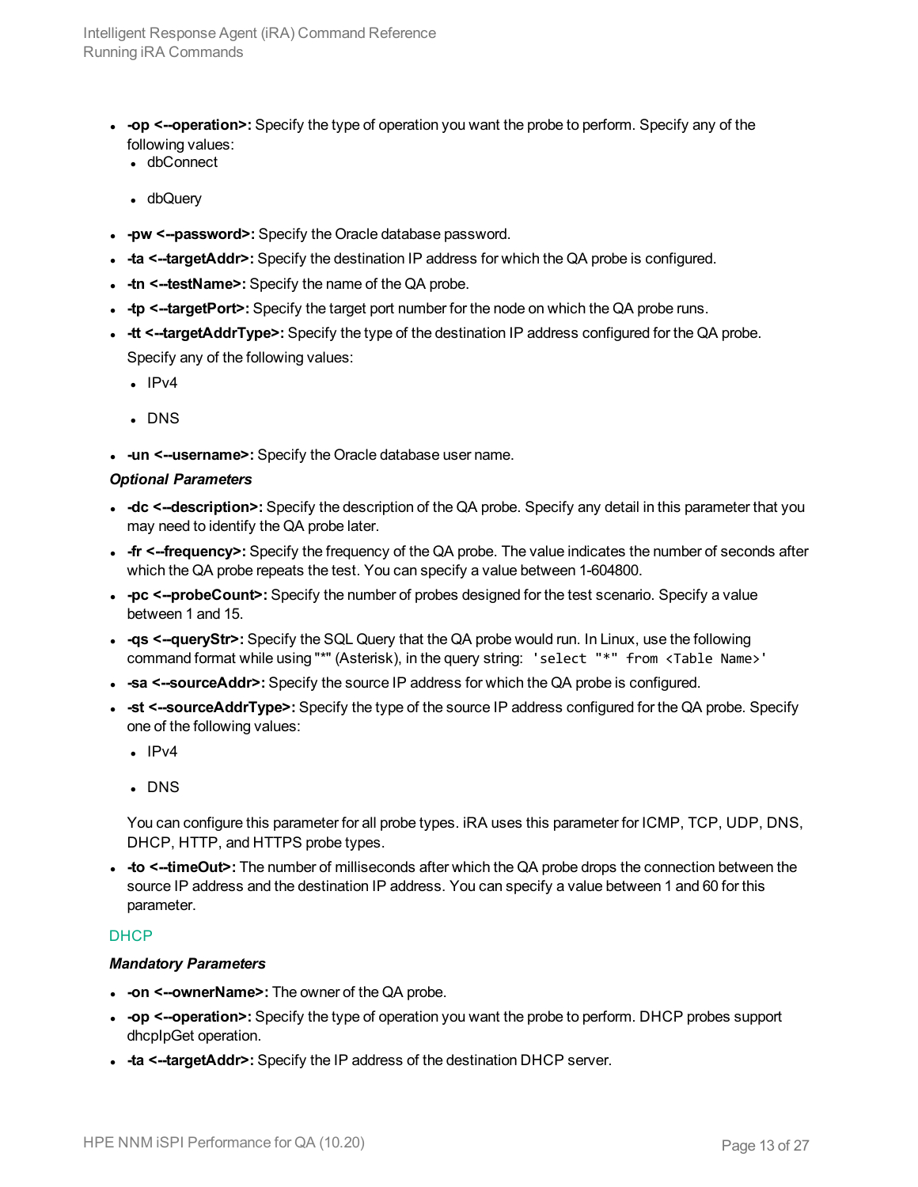- **-op <--operation>:** Specify the type of operation you want the probe to perform. Specify any of the following values:
  - dbConnect
  - dbQuery
- **-pw <--password>:** Specify the Oracle database password.
- **-ta <--targetAddr>:** Specify the destination IP address for which the QA probe is configured.
- **-tn <--testName>:** Specify the name of the QA probe.
- **-tp <--targetPort>:** Specify the target port number for the node on which the QA probe runs.
- **-tt <--targetAddrType>:** Specify the type of the destination IP address configured for the QA probe. Specify any of the following values:
  - IPv4
  - DNS
- **-un <--username>:** Specify the Oracle database user name.

***Optional Parameters***

- **-dc <--description>:** Specify the description of the QA probe. Specify any detail in this parameter that you may need to identify the QA probe later.
- **-fr <--frequency>:** Specify the frequency of the QA probe. The value indicates the number of seconds after which the QA probe repeats the test. You can specify a value between 1-604800.
- **-pc <--probeCount>:** Specify the number of probes designed for the test scenario. Specify a value between 1 and 15.
- **-qs <--queryStr>:** Specify the SQL Query that the QA probe would run. In Linux, use the following command format while using "*" (Asterisk), in the query string: `'select "*" from <Table Name>'`
- **-sa <--sourceAddr>:** Specify the source IP address for which the QA probe is configured.
- **-st <--sourceAddrType>:** Specify the type of the source IP address configured for the QA probe. Specify one of the following values:
  - IPv4
  - DNS

  You can configure this parameter for all probe types. iRA uses this parameter for ICMP, TCP, UDP, DNS, DHCP, HTTP, and HTTPS probe types.
- **-to <--timeOut>:** The number of milliseconds after which the QA probe drops the connection between the source IP address and the destination IP address. You can specify a value between 1 and 60 for this parameter.

### DHCP

***Mandatory Parameters***

- **-on <--ownerName>:** The owner of the QA probe.
- **-op <--operation>:** Specify the type of operation you want the probe to perform. DHCP probes support dhcpIpGet operation.
- **-ta <--targetAddr>:** Specify the IP address of the destination DHCP server.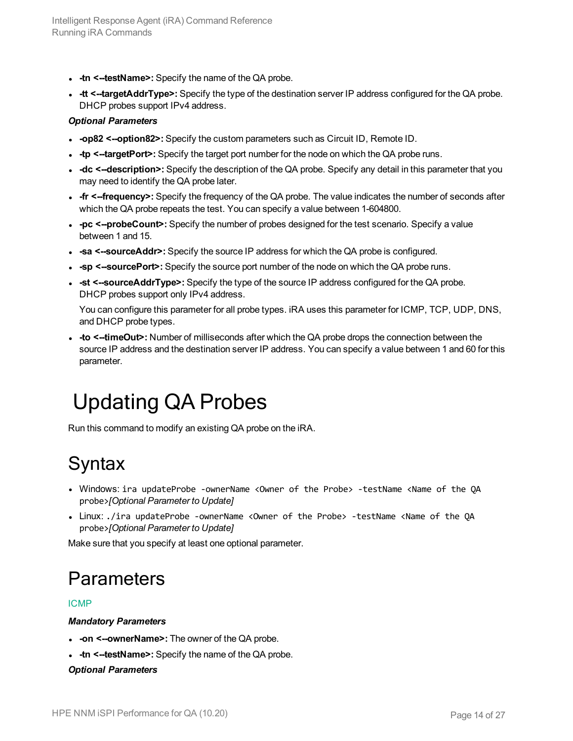- **-tn <--testName>:** Specify the name of the QA probe.
- **-tt <--targetAddrType>:** Specify the type of the destination server IP address configured for the QA probe. DHCP probes support IPv4 address.

***Optional Parameters***

- **-op82 <--option82>:** Specify the custom parameters such as Circuit ID, Remote ID.
- **-tp <--targetPort>:** Specify the target port number for the node on which the QA probe runs.
- **-dc <--description>:** Specify the description of the QA probe. Specify any detail in this parameter that you may need to identify the QA probe later.
- **-fr <--frequency>:** Specify the frequency of the QA probe. The value indicates the number of seconds after which the QA probe repeats the test. You can specify a value between 1-604800.
- **-pc <--probeCount>:** Specify the number of probes designed for the test scenario. Specify a value between 1 and 15.
- **-sa <--sourceAddr>:** Specify the source IP address for which the QA probe is configured.
- **-sp <--sourcePort>:** Specify the source port number of the node on which the QA probe runs.
- **-st <--sourceAddrType>:** Specify the type of the source IP address configured for the QA probe. DHCP probes support only IPv4 address.

  You can configure this parameter for all probe types. iRA uses this parameter for ICMP, TCP, UDP, DNS, and DHCP probe types.
- **-to <--timeOut>:** Number of milliseconds after which the QA probe drops the connection between the source IP address and the destination server IP address. You can specify a value between 1 and 60 for this parameter.

# Updating QA Probes

Run this command to modify an existing QA probe on the iRA.

## Syntax

- Windows: `ira updateProbe -ownerName <Owner of the Probe> -testName <Name of the QA probe>`*[Optional Parameter to Update]*
- Linux: `./ira updateProbe -ownerName <Owner of the Probe> -testName <Name of the QA probe>`*[Optional Parameter to Update]*

Make sure that you specify at least one optional parameter.

## Parameters

ICMP

***Mandatory Parameters***

- **-on <--ownerName>:** The owner of the QA probe.
- **-tn <--testName>:** Specify the name of the QA probe.

***Optional Parameters***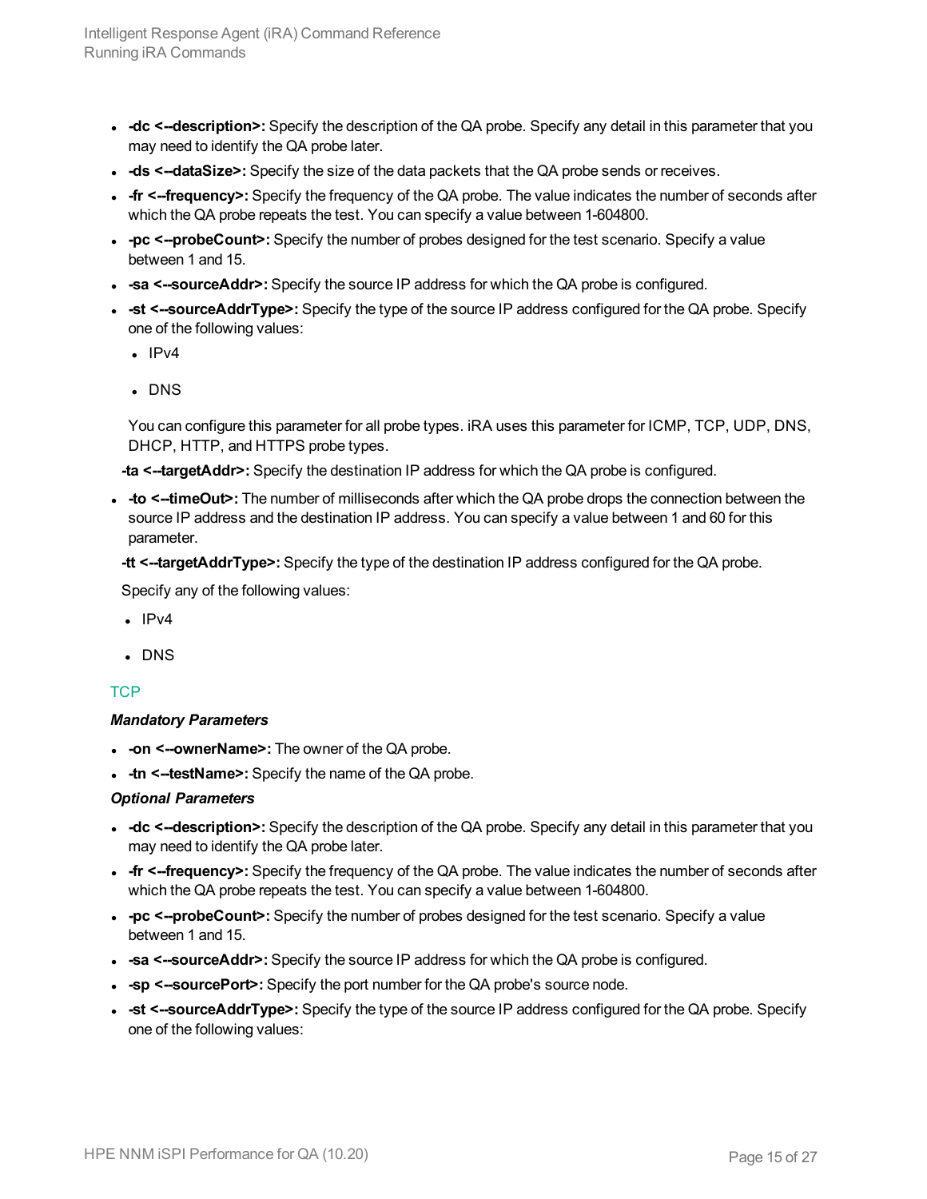- **-dc <--description>:** Specify the description of the QA probe. Specify any detail in this parameter that you may need to identify the QA probe later.
- **-ds <--dataSize>:** Specify the size of the data packets that the QA probe sends or receives.
- **-fr <--frequency>:** Specify the frequency of the QA probe. The value indicates the number of seconds after which the QA probe repeats the test. You can specify a value between 1-604800.
- **-pc <--probeCount>:** Specify the number of probes designed for the test scenario. Specify a value between 1 and 15.
- **-sa <--sourceAddr>:** Specify the source IP address for which the QA probe is configured.
- **-st <--sourceAddrType>:** Specify the type of the source IP address configured for the QA probe. Specify one of the following values:
  - IPv4
  - DNS

  You can configure this parameter for all probe types. iRA uses this parameter for ICMP, TCP, UDP, DNS, DHCP, HTTP, and HTTPS probe types.

**-ta <--targetAddr>:** Specify the destination IP address for which the QA probe is configured.

- **-to <--timeOut>:** The number of milliseconds after which the QA probe drops the connection between the source IP address and the destination IP address. You can specify a value between 1 and 60 for this parameter.

**-tt <--targetAddrType>:** Specify the type of the destination IP address configured for the QA probe.

Specify any of the following values:

- IPv4
- DNS

### TCP

***Mandatory Parameters***

- **-on <--ownerName>:** The owner of the QA probe.
- **-tn <--testName>:** Specify the name of the QA probe.

***Optional Parameters***

- **-dc <--description>:** Specify the description of the QA probe. Specify any detail in this parameter that you may need to identify the QA probe later.
- **-fr <--frequency>:** Specify the frequency of the QA probe. The value indicates the number of seconds after which the QA probe repeats the test. You can specify a value between 1-604800.
- **-pc <--probeCount>:** Specify the number of probes designed for the test scenario. Specify a value between 1 and 15.
- **-sa <--sourceAddr>:** Specify the source IP address for which the QA probe is configured.
- **-sp <--sourcePort>:** Specify the port number for the QA probe's source node.
- **-st <--sourceAddrType>:** Specify the type of the source IP address configured for the QA probe. Specify one of the following values: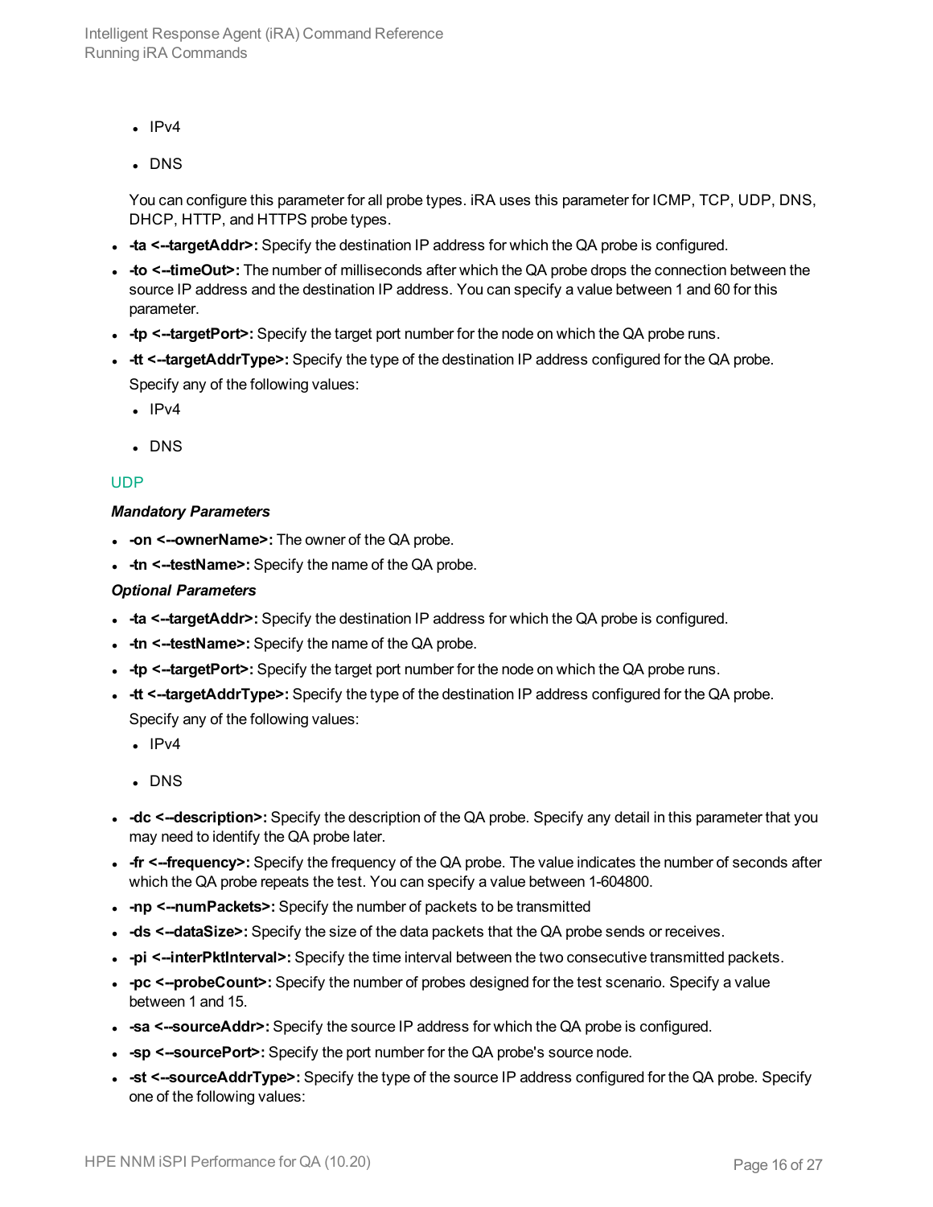- IPv4
- DNS

You can configure this parameter for all probe types. iRA uses this parameter for ICMP, TCP, UDP, DNS, DHCP, HTTP, and HTTPS probe types.

- **-ta <--targetAddr>:** Specify the destination IP address for which the QA probe is configured.
- **-to <--timeOut>:** The number of milliseconds after which the QA probe drops the connection between the source IP address and the destination IP address. You can specify a value between 1 and 60 for this parameter.
- **-tp <--targetPort>:** Specify the target port number for the node on which the QA probe runs.
- **-tt <--targetAddrType>:** Specify the type of the destination IP address configured for the QA probe.
  
  Specify any of the following values:
  - IPv4
  - DNS

### UDP

***Mandatory Parameters***

- **-on <--ownerName>:** The owner of the QA probe.
- **-tn <--testName>:** Specify the name of the QA probe.

***Optional Parameters***

- **-ta <--targetAddr>:** Specify the destination IP address for which the QA probe is configured.
- **-tn <--testName>:** Specify the name of the QA probe.
- **-tp <--targetPort>:** Specify the target port number for the node on which the QA probe runs.
- **-tt <--targetAddrType>:** Specify the type of the destination IP address configured for the QA probe.
  
  Specify any of the following values:
  - IPv4
  - DNS
- **-dc <--description>:** Specify the description of the QA probe. Specify any detail in this parameter that you may need to identify the QA probe later.
- **-fr <--frequency>:** Specify the frequency of the QA probe. The value indicates the number of seconds after which the QA probe repeats the test. You can specify a value between 1-604800.
- **-np <--numPackets>:** Specify the number of packets to be transmitted
- **-ds <--dataSize>:** Specify the size of the data packets that the QA probe sends or receives.
- **-pi <--interPktInterval>:** Specify the time interval between the two consecutive transmitted packets.
- **-pc <--probeCount>:** Specify the number of probes designed for the test scenario. Specify a value between 1 and 15.
- **-sa <--sourceAddr>:** Specify the source IP address for which the QA probe is configured.
- **-sp <--sourcePort>:** Specify the port number for the QA probe's source node.
- **-st <--sourceAddrType>:** Specify the type of the source IP address configured for the QA probe. Specify one of the following values: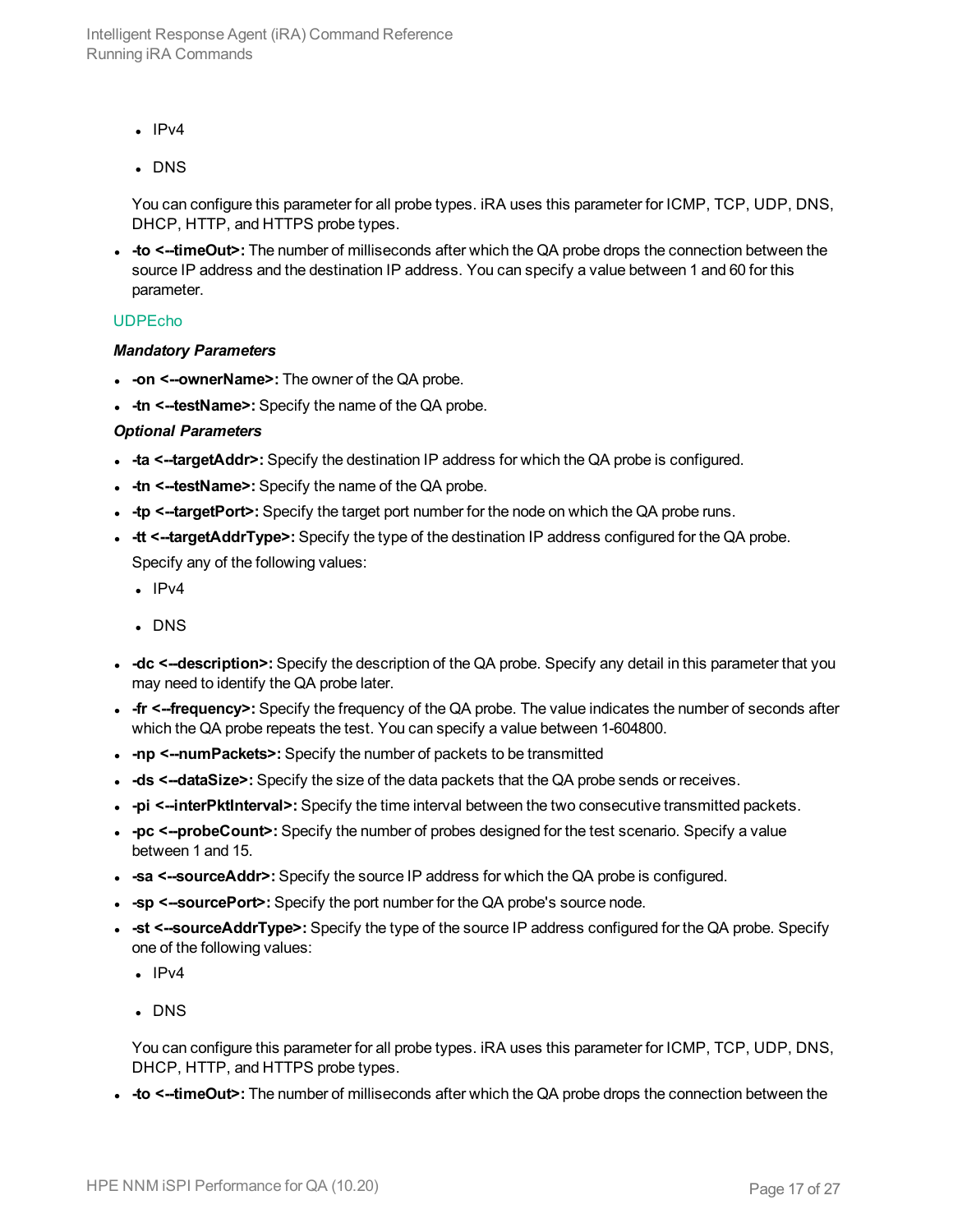- IPv4
- DNS

You can configure this parameter for all probe types. iRA uses this parameter for ICMP, TCP, UDP, DNS, DHCP, HTTP, and HTTPS probe types.

- **-to <--timeOut>:** The number of milliseconds after which the QA probe drops the connection between the source IP address and the destination IP address. You can specify a value between 1 and 60 for this parameter.

### UDPEcho

***Mandatory Parameters***

- **-on <--ownerName>:** The owner of the QA probe.
- **-tn <--testName>:** Specify the name of the QA probe.

***Optional Parameters***

- **-ta <--targetAddr>:** Specify the destination IP address for which the QA probe is configured.
- **-tn <--testName>:** Specify the name of the QA probe.
- **-tp <--targetPort>:** Specify the target port number for the node on which the QA probe runs.
- **-tt <--targetAddrType>:** Specify the type of the destination IP address configured for the QA probe. Specify any of the following values:
  - IPv4
  - DNS
- **-dc <--description>:** Specify the description of the QA probe. Specify any detail in this parameter that you may need to identify the QA probe later.
- **-fr <--frequency>:** Specify the frequency of the QA probe. The value indicates the number of seconds after which the QA probe repeats the test. You can specify a value between 1-604800.
- **-np <--numPackets>:** Specify the number of packets to be transmitted
- **-ds <--dataSize>:** Specify the size of the data packets that the QA probe sends or receives.
- **-pi <--interPktInterval>:** Specify the time interval between the two consecutive transmitted packets.
- **-pc <--probeCount>:** Specify the number of probes designed for the test scenario. Specify a value between 1 and 15.
- **-sa <--sourceAddr>:** Specify the source IP address for which the QA probe is configured.
- **-sp <--sourcePort>:** Specify the port number for the QA probe's source node.
- **-st <--sourceAddrType>:** Specify the type of the source IP address configured for the QA probe. Specify one of the following values:
  - IPv4
  - DNS

  You can configure this parameter for all probe types. iRA uses this parameter for ICMP, TCP, UDP, DNS, DHCP, HTTP, and HTTPS probe types.
- **-to <--timeOut>:** The number of milliseconds after which the QA probe drops the connection between the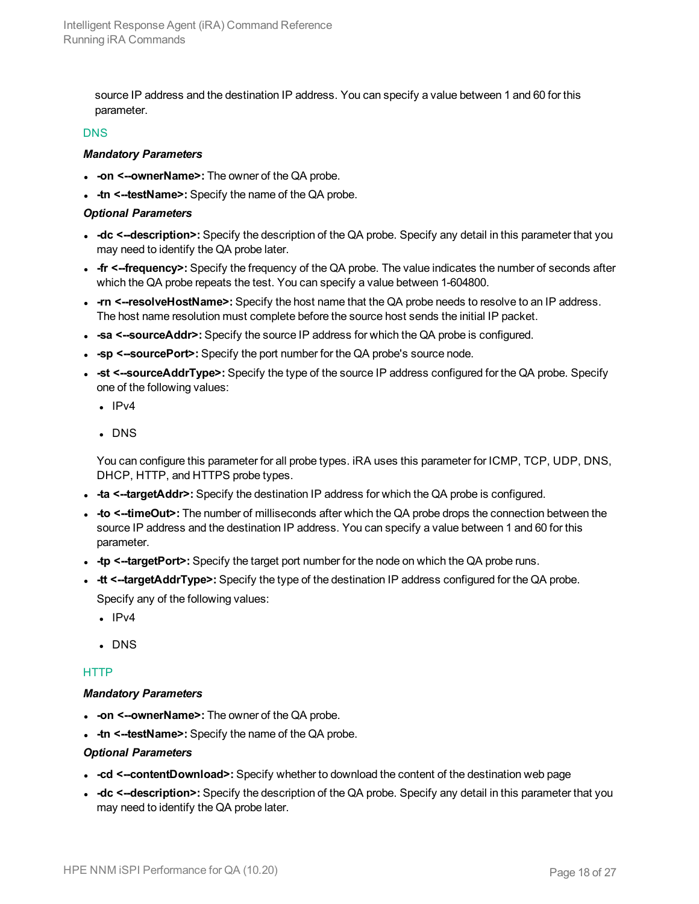source IP address and the destination IP address. You can specify a value between 1 and 60 for this parameter.

#### DNS

***Mandatory Parameters***

- **-on <--ownerName>:** The owner of the QA probe.
- **-tn <--testName>:** Specify the name of the QA probe.

***Optional Parameters***

- **-dc <--description>:** Specify the description of the QA probe. Specify any detail in this parameter that you may need to identify the QA probe later.
- **-fr <--frequency>:** Specify the frequency of the QA probe. The value indicates the number of seconds after which the QA probe repeats the test. You can specify a value between 1-604800.
- **-rn <--resolveHostName>:** Specify the host name that the QA probe needs to resolve to an IP address. The host name resolution must complete before the source host sends the initial IP packet.
- **-sa <--sourceAddr>:** Specify the source IP address for which the QA probe is configured.
- **-sp <--sourcePort>:** Specify the port number for the QA probe's source node.
- **-st <--sourceAddrType>:** Specify the type of the source IP address configured for the QA probe. Specify one of the following values:
  - IPv4
  - DNS

  You can configure this parameter for all probe types. iRA uses this parameter for ICMP, TCP, UDP, DNS, DHCP, HTTP, and HTTPS probe types.
- **-ta <--targetAddr>:** Specify the destination IP address for which the QA probe is configured.
- **-to <--timeOut>:** The number of milliseconds after which the QA probe drops the connection between the source IP address and the destination IP address. You can specify a value between 1 and 60 for this parameter.
- **-tp <--targetPort>:** Specify the target port number for the node on which the QA probe runs.
- **-tt <--targetAddrType>:** Specify the type of the destination IP address configured for the QA probe.

  Specify any of the following values:
  - IPv4
  - DNS

#### HTTP

***Mandatory Parameters***

- **-on <--ownerName>:** The owner of the QA probe.
- **-tn <--testName>:** Specify the name of the QA probe.

***Optional Parameters***

- **-cd <--contentDownload>:** Specify whether to download the content of the destination web page
- **-dc <--description>:** Specify the description of the QA probe. Specify any detail in this parameter that you may need to identify the QA probe later.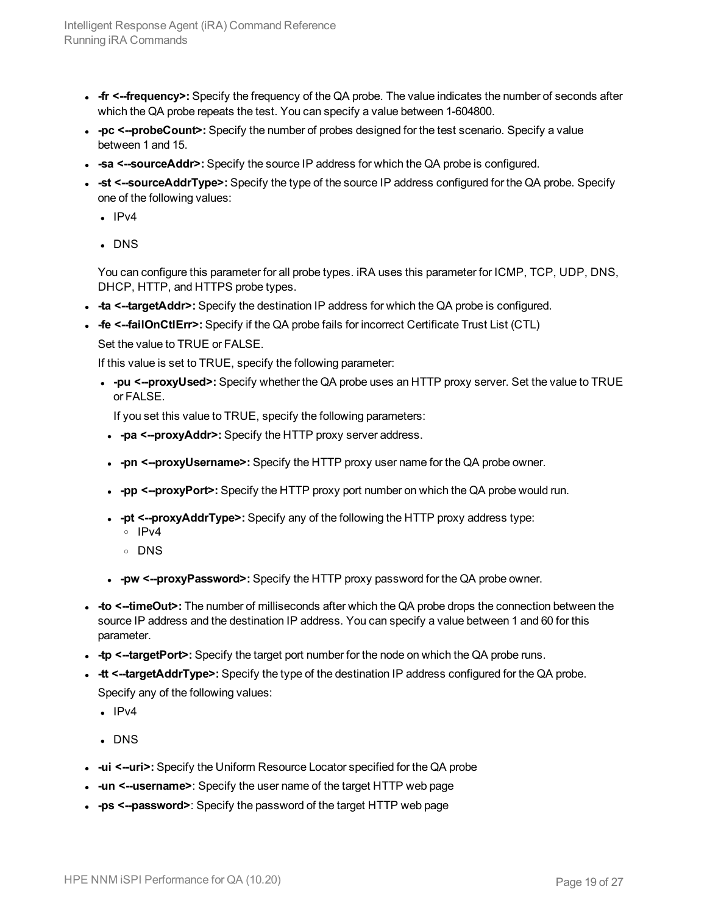- **-fr <--frequency>:** Specify the frequency of the QA probe. The value indicates the number of seconds after which the QA probe repeats the test. You can specify a value between 1-604800.
- **-pc <--probeCount>:** Specify the number of probes designed for the test scenario. Specify a value between 1 and 15.
- **-sa <--sourceAddr>:** Specify the source IP address for which the QA probe is configured.
- **-st <--sourceAddrType>:** Specify the type of the source IP address configured for the QA probe. Specify one of the following values:
  - IPv4
  - DNS

  You can configure this parameter for all probe types. iRA uses this parameter for ICMP, TCP, UDP, DNS, DHCP, HTTP, and HTTPS probe types.
- **-ta <--targetAddr>:** Specify the destination IP address for which the QA probe is configured.
- **-fe <--failOnCtlErr>:** Specify if the QA probe fails for incorrect Certificate Trust List (CTL)

  Set the value to TRUE or FALSE.

  If this value is set to TRUE, specify the following parameter:
  - **-pu <--proxyUsed>:** Specify whether the QA probe uses an HTTP proxy server. Set the value to TRUE or FALSE.

    If you set this value to TRUE, specify the following parameters:
    - **-pa <--proxyAddr>:** Specify the HTTP proxy server address.
    - **-pn <--proxyUsername>:** Specify the HTTP proxy user name for the QA probe owner.
    - **-pp <--proxyPort>:** Specify the HTTP proxy port number on which the QA probe would run.
    - **-pt <--proxyAddrType>:** Specify any of the following the HTTP proxy address type:
      - IPv4
      - DNS
    - **-pw <--proxyPassword>:** Specify the HTTP proxy password for the QA probe owner.
- **-to <--timeOut>:** The number of milliseconds after which the QA probe drops the connection between the source IP address and the destination IP address. You can specify a value between 1 and 60 for this parameter.
- **-tp <--targetPort>:** Specify the target port number for the node on which the QA probe runs.
- **-tt <--targetAddrType>:** Specify the type of the destination IP address configured for the QA probe.

  Specify any of the following values:
  - IPv4
  - DNS
- **-ui <--uri>:** Specify the Uniform Resource Locator specified for the QA probe
- **-un <--username>**: Specify the user name of the target HTTP web page
- **-ps <--password>**: Specify the password of the target HTTP web page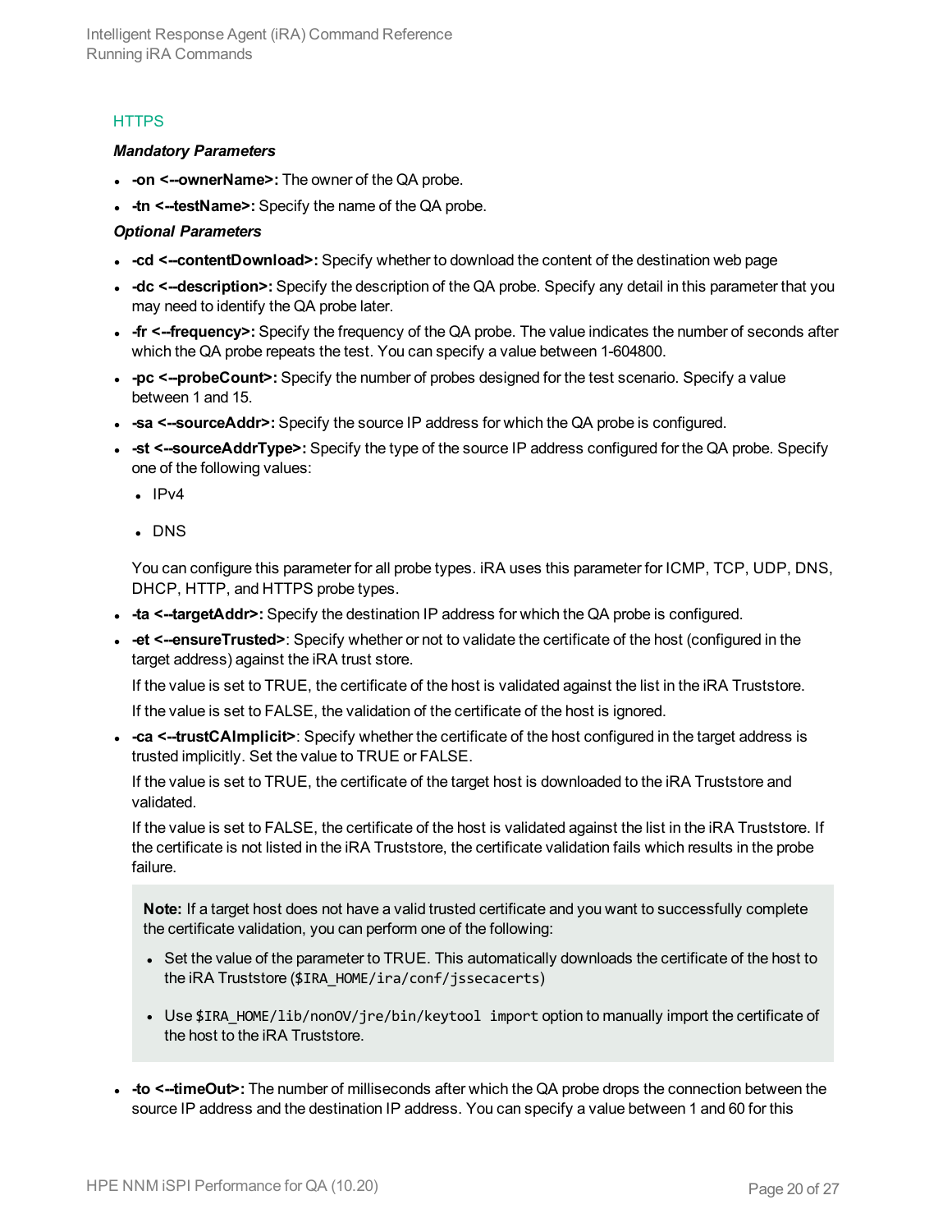### HTTPS

***Mandatory Parameters***

- **-on <--ownerName>:** The owner of the QA probe.
- **-tn <--testName>:** Specify the name of the QA probe.

***Optional Parameters***

- **-cd <--contentDownload>:** Specify whether to download the content of the destination web page
- **-dc <--description>:** Specify the description of the QA probe. Specify any detail in this parameter that you may need to identify the QA probe later.
- **-fr <--frequency>:** Specify the frequency of the QA probe. The value indicates the number of seconds after which the QA probe repeats the test. You can specify a value between 1-604800.
- **-pc <--probeCount>:** Specify the number of probes designed for the test scenario. Specify a value between 1 and 15.
- **-sa <--sourceAddr>:** Specify the source IP address for which the QA probe is configured.
- **-st <--sourceAddrType>:** Specify the type of the source IP address configured for the QA probe. Specify one of the following values:
  - IPv4
  - DNS

  You can configure this parameter for all probe types. iRA uses this parameter for ICMP, TCP, UDP, DNS, DHCP, HTTP, and HTTPS probe types.
- **-ta <--targetAddr>:** Specify the destination IP address for which the QA probe is configured.
- **-et <--ensureTrusted>**: Specify whether or not to validate the certificate of the host (configured in the target address) against the iRA trust store.

  If the value is set to TRUE, the certificate of the host is validated against the list in the iRA Truststore.

  If the value is set to FALSE, the validation of the certificate of the host is ignored.
- **-ca <--trustCAImplicit>**: Specify whether the certificate of the host configured in the target address is trusted implicitly. Set the value to TRUE or FALSE.

  If the value is set to TRUE, the certificate of the target host is downloaded to the iRA Truststore and validated.

  If the value is set to FALSE, the certificate of the host is validated against the list in the iRA Truststore. If the certificate is not listed in the iRA Truststore, the certificate validation fails which results in the probe failure.

  > **Note:** If a target host does not have a valid trusted certificate and you want to successfully complete the certificate validation, you can perform one of the following:
  >
  > - Set the value of the parameter to TRUE. This automatically downloads the certificate of the host to the iRA Truststore (`$IRA_HOME/ira/conf/jssecacerts`)
  > - Use `$IRA_HOME/lib/nonOV/jre/bin/keytool import` option to manually import the certificate of the host to the iRA Truststore.

- **-to <--timeOut>:** The number of milliseconds after which the QA probe drops the connection between the source IP address and the destination IP address. You can specify a value between 1 and 60 for this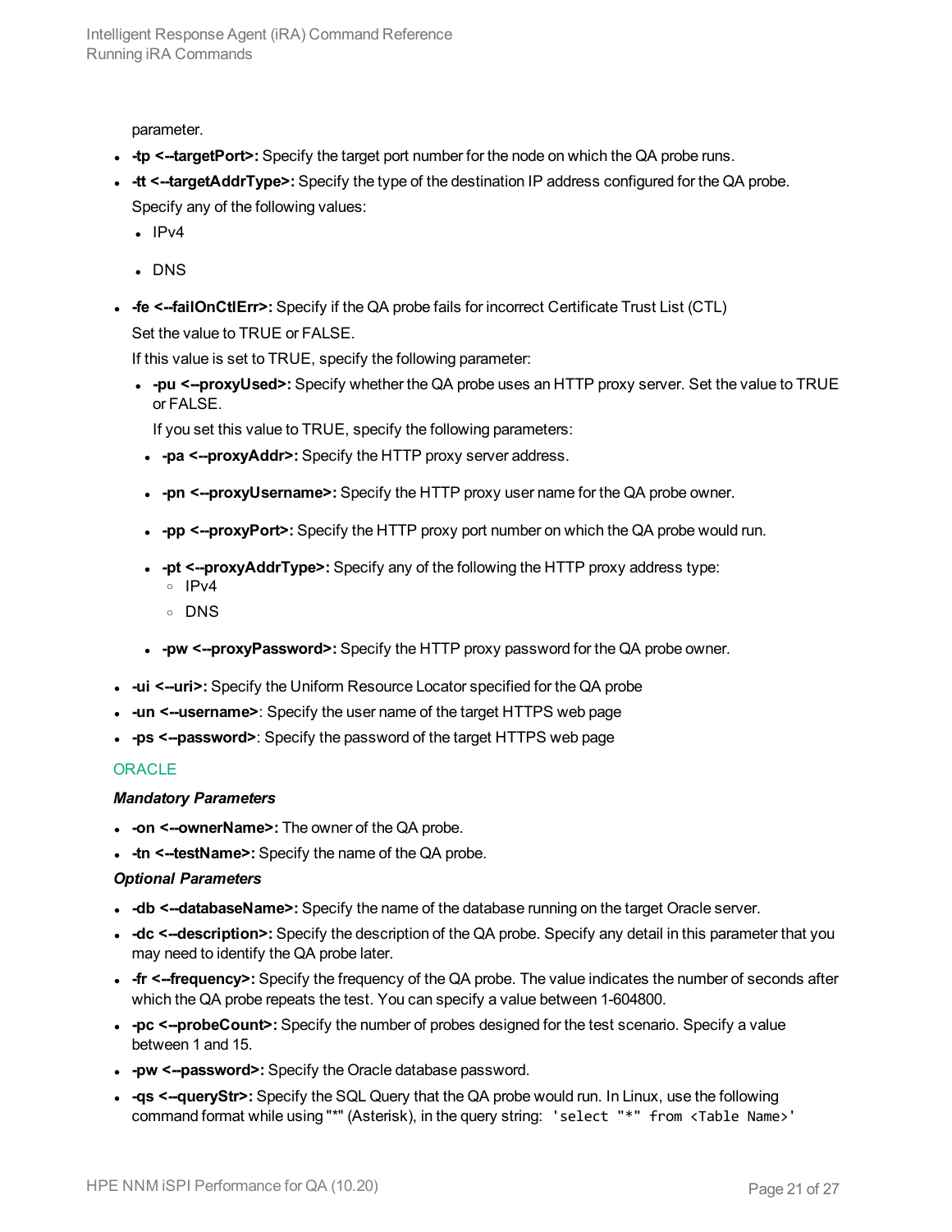parameter.

- **-tp <--targetPort>:** Specify the target port number for the node on which the QA probe runs.
- **-tt <--targetAddrType>:** Specify the type of the destination IP address configured for the QA probe.

  Specify any of the following values:

  - IPv4
  - DNS
- **-fe <--failOnCtlErr>:** Specify if the QA probe fails for incorrect Certificate Trust List (CTL)

  Set the value to TRUE or FALSE.

  If this value is set to TRUE, specify the following parameter:

  - **-pu <--proxyUsed>:** Specify whether the QA probe uses an HTTP proxy server. Set the value to TRUE or FALSE.

    If you set this value to TRUE, specify the following parameters:

    - **-pa <--proxyAddr>:** Specify the HTTP proxy server address.
    - **-pn <--proxyUsername>:** Specify the HTTP proxy user name for the QA probe owner.
    - **-pp <--proxyPort>:** Specify the HTTP proxy port number on which the QA probe would run.
    - **-pt <--proxyAddrType>:** Specify any of the following the HTTP proxy address type:
      - IPv4
      - DNS
    - **-pw <--proxyPassword>:** Specify the HTTP proxy password for the QA probe owner.
- **-ui <--uri>:** Specify the Uniform Resource Locator specified for the QA probe
- **-un <--username>**: Specify the user name of the target HTTPS web page
- **-ps <--password>**: Specify the password of the target HTTPS web page

ORACLE

***Mandatory Parameters***

- **-on <--ownerName>:** The owner of the QA probe.
- **-tn <--testName>:** Specify the name of the QA probe.

***Optional Parameters***

- **-db <--databaseName>:** Specify the name of the database running on the target Oracle server.
- **-dc <--description>:** Specify the description of the QA probe. Specify any detail in this parameter that you may need to identify the QA probe later.
- **-fr <--frequency>:** Specify the frequency of the QA probe. The value indicates the number of seconds after which the QA probe repeats the test. You can specify a value between 1-604800.
- **-pc <--probeCount>:** Specify the number of probes designed for the test scenario. Specify a value between 1 and 15.
- **-pw <--password>:** Specify the Oracle database password.
- **-qs <--queryStr>:** Specify the SQL Query that the QA probe would run. In Linux, use the following command format while using "*" (Asterisk), in the query string: `'select "*" from <Table Name>'`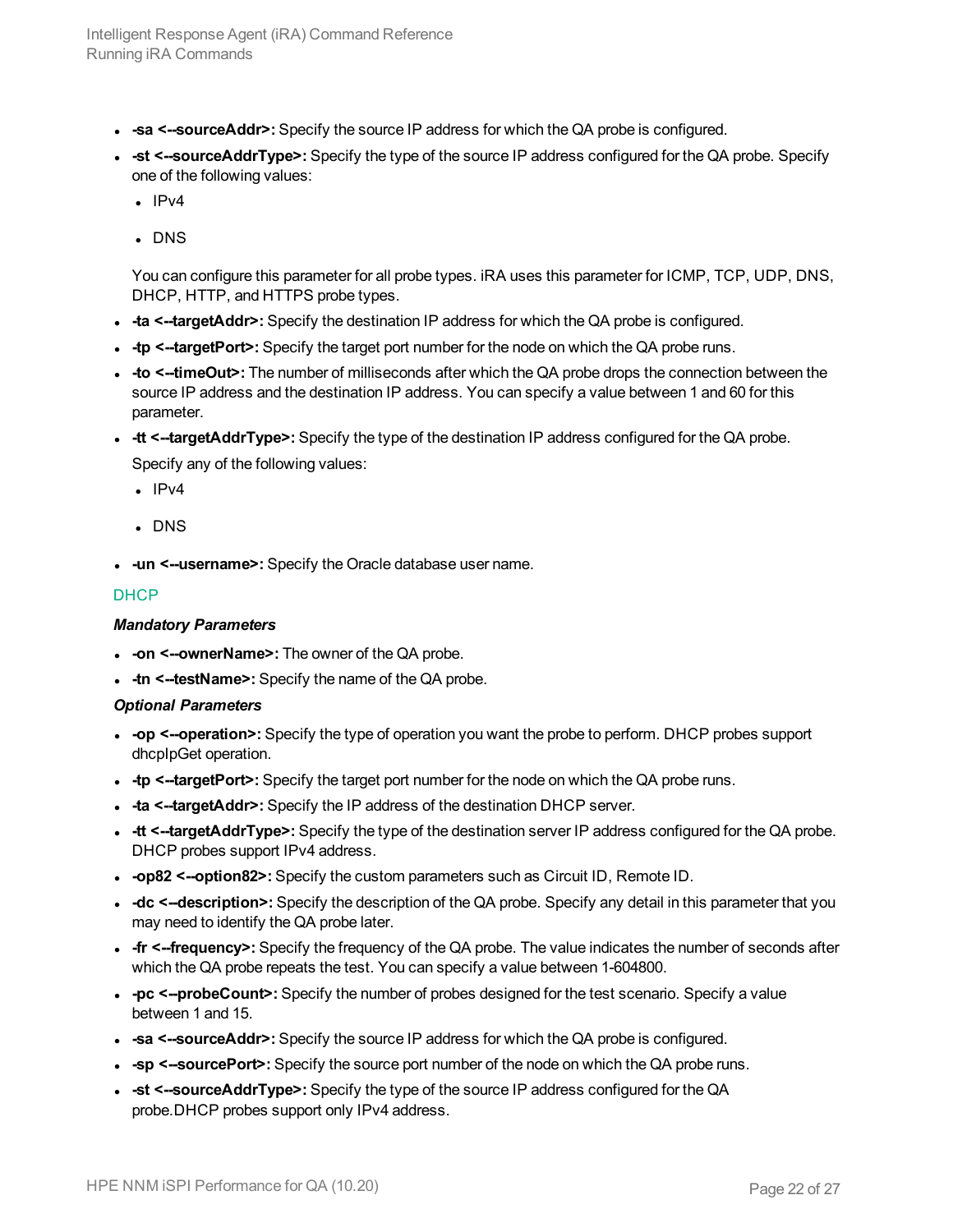- **-sa <--sourceAddr>:** Specify the source IP address for which the QA probe is configured.
- **-st <--sourceAddrType>:** Specify the type of the source IP address configured for the QA probe. Specify one of the following values:
  - IPv4
  - DNS

  You can configure this parameter for all probe types. iRA uses this parameter for ICMP, TCP, UDP, DNS, DHCP, HTTP, and HTTPS probe types.
- **-ta <--targetAddr>:** Specify the destination IP address for which the QA probe is configured.
- **-tp <--targetPort>:** Specify the target port number for the node on which the QA probe runs.
- **-to <--timeOut>:** The number of milliseconds after which the QA probe drops the connection between the source IP address and the destination IP address. You can specify a value between 1 and 60 for this parameter.
- **-tt <--targetAddrType>:** Specify the type of the destination IP address configured for the QA probe.

  Specify any of the following values:
  - IPv4
  - DNS
- **-un <--username>:** Specify the Oracle database user name.

### DHCP

***Mandatory Parameters***

- **-on <--ownerName>:** The owner of the QA probe.
- **-tn <--testName>:** Specify the name of the QA probe.

***Optional Parameters***

- **-op <--operation>:** Specify the type of operation you want the probe to perform. DHCP probes support dhcpIpGet operation.
- **-tp <--targetPort>:** Specify the target port number for the node on which the QA probe runs.
- **-ta <--targetAddr>:** Specify the IP address of the destination DHCP server.
- **-tt <--targetAddrType>:** Specify the type of the destination server IP address configured for the QA probe. DHCP probes support IPv4 address.
- **-op82 <--option82>:** Specify the custom parameters such as Circuit ID, Remote ID.
- **-dc <--description>:** Specify the description of the QA probe. Specify any detail in this parameter that you may need to identify the QA probe later.
- **-fr <--frequency>:** Specify the frequency of the QA probe. The value indicates the number of seconds after which the QA probe repeats the test. You can specify a value between 1-604800.
- **-pc <--probeCount>:** Specify the number of probes designed for the test scenario. Specify a value between 1 and 15.
- **-sa <--sourceAddr>:** Specify the source IP address for which the QA probe is configured.
- **-sp <--sourcePort>:** Specify the source port number of the node on which the QA probe runs.
- **-st <--sourceAddrType>:** Specify the type of the source IP address configured for the QA probe.DHCP probes support only IPv4 address.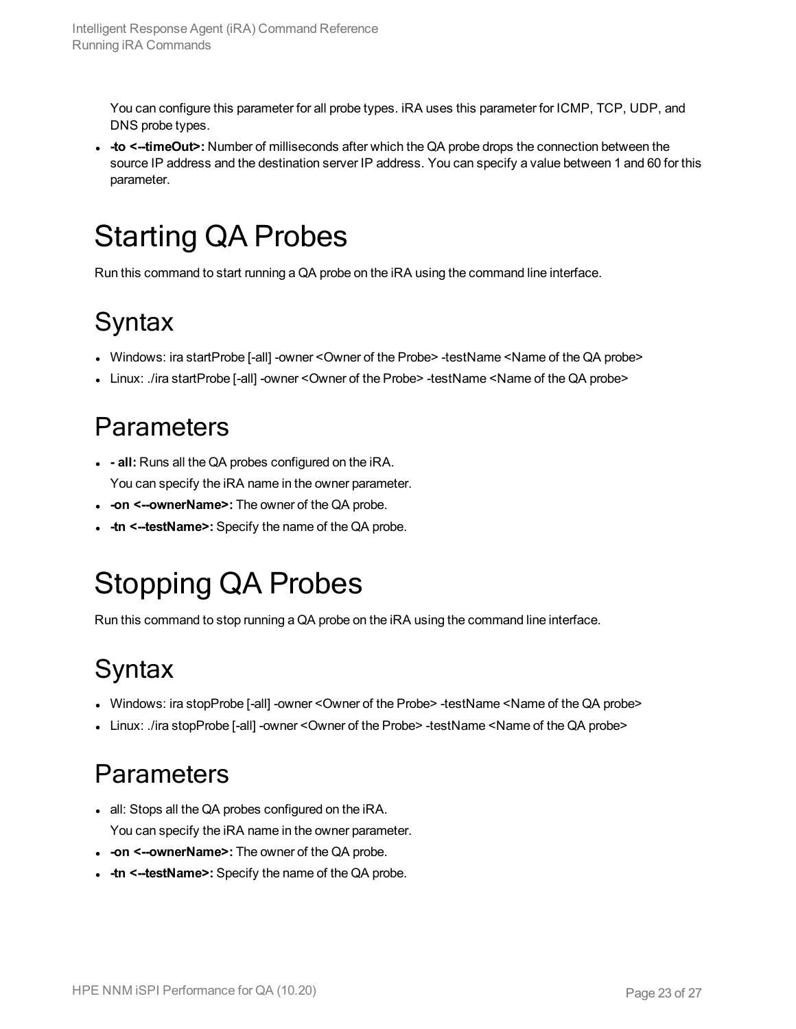You can configure this parameter for all probe types. iRA uses this parameter for ICMP, TCP, UDP, and DNS probe types.

- **-to <--timeOut>:** Number of milliseconds after which the QA probe drops the connection between the source IP address and the destination server IP address. You can specify a value between 1 and 60 for this parameter.

# Starting QA Probes

Run this command to start running a QA probe on the iRA using the command line interface.

## Syntax

- Windows: ira startProbe [-all] -owner <Owner of the Probe> -testName <Name of the QA probe>
- Linux: ./ira startProbe [-all] -owner <Owner of the Probe> -testName <Name of the QA probe>

## Parameters

- **- all:** Runs all the QA probes configured on the iRA.
  You can specify the iRA name in the owner parameter.
- **-on <--ownerName>:** The owner of the QA probe.
- **-tn <--testName>:** Specify the name of the QA probe.

# Stopping QA Probes

Run this command to stop running a QA probe on the iRA using the command line interface.

## Syntax

- Windows: ira stopProbe [-all] -owner <Owner of the Probe> -testName <Name of the QA probe>
- Linux: ./ira stopProbe [-all] -owner <Owner of the Probe> -testName <Name of the QA probe>

## Parameters

- all: Stops all the QA probes configured on the iRA.
  You can specify the iRA name in the owner parameter.
- **-on <--ownerName>:** The owner of the QA probe.
- **-tn <--testName>:** Specify the name of the QA probe.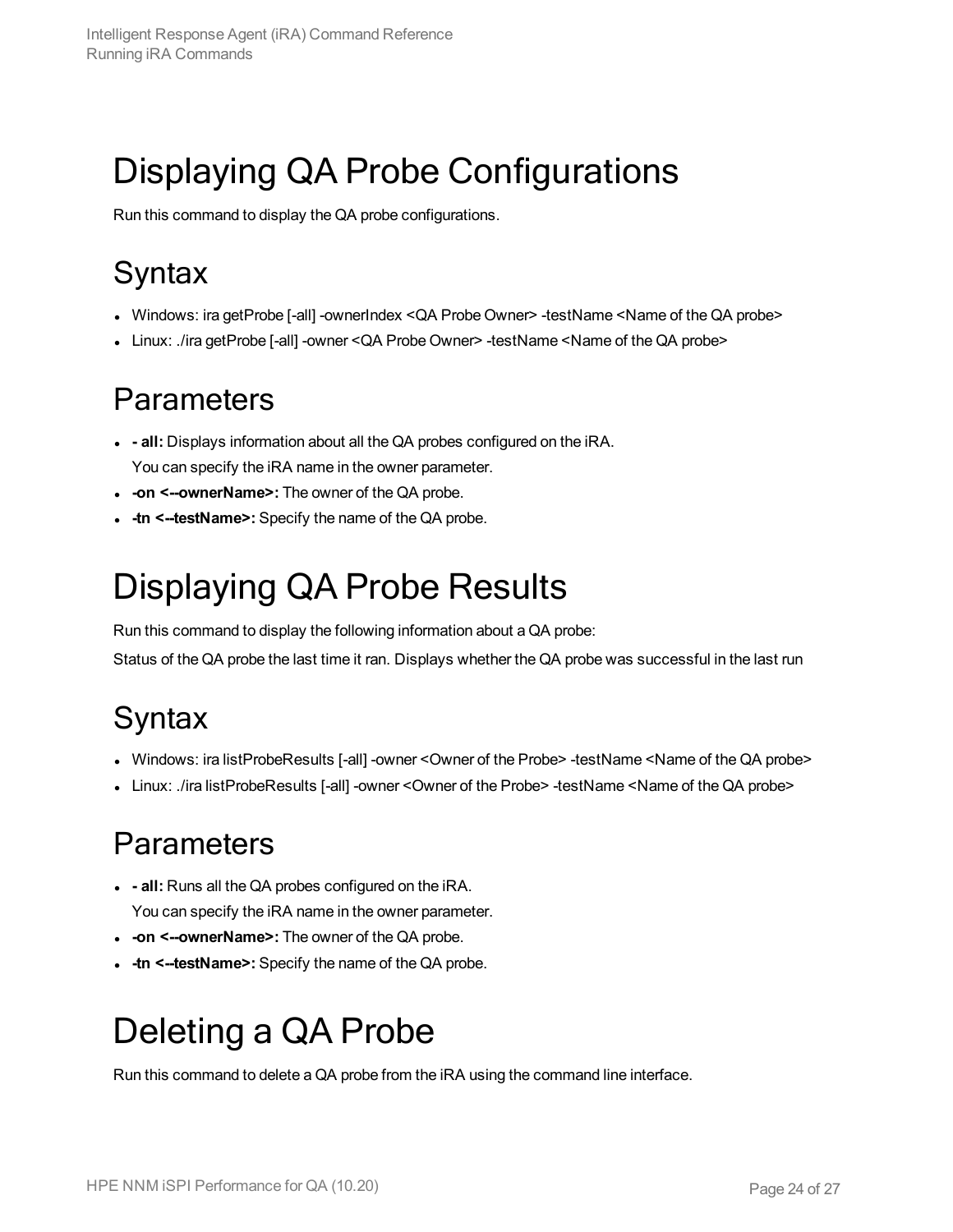# Displaying QA Probe Configurations

Run this command to display the QA probe configurations.

## Syntax

- Windows: ira getProbe [-all] -ownerIndex <QA Probe Owner> -testName <Name of the QA probe>
- Linux: ./ira getProbe [-all] -owner <QA Probe Owner> -testName <Name of the QA probe>

## Parameters

- **- all:** Displays information about all the QA probes configured on the iRA.
  You can specify the iRA name in the owner parameter.
- **-on <--ownerName>:** The owner of the QA probe.
- **-tn <--testName>:** Specify the name of the QA probe.

# Displaying QA Probe Results

Run this command to display the following information about a QA probe:

Status of the QA probe the last time it ran. Displays whether the QA probe was successful in the last run

## Syntax

- Windows: ira listProbeResults [-all] -owner <Owner of the Probe> -testName <Name of the QA probe>
- Linux: ./ira listProbeResults [-all] -owner <Owner of the Probe> -testName <Name of the QA probe>

## Parameters

- **- all:** Runs all the QA probes configured on the iRA.
  You can specify the iRA name in the owner parameter.
- **-on <--ownerName>:** The owner of the QA probe.
- **-tn <--testName>:** Specify the name of the QA probe.

# Deleting a QA Probe

Run this command to delete a QA probe from the iRA using the command line interface.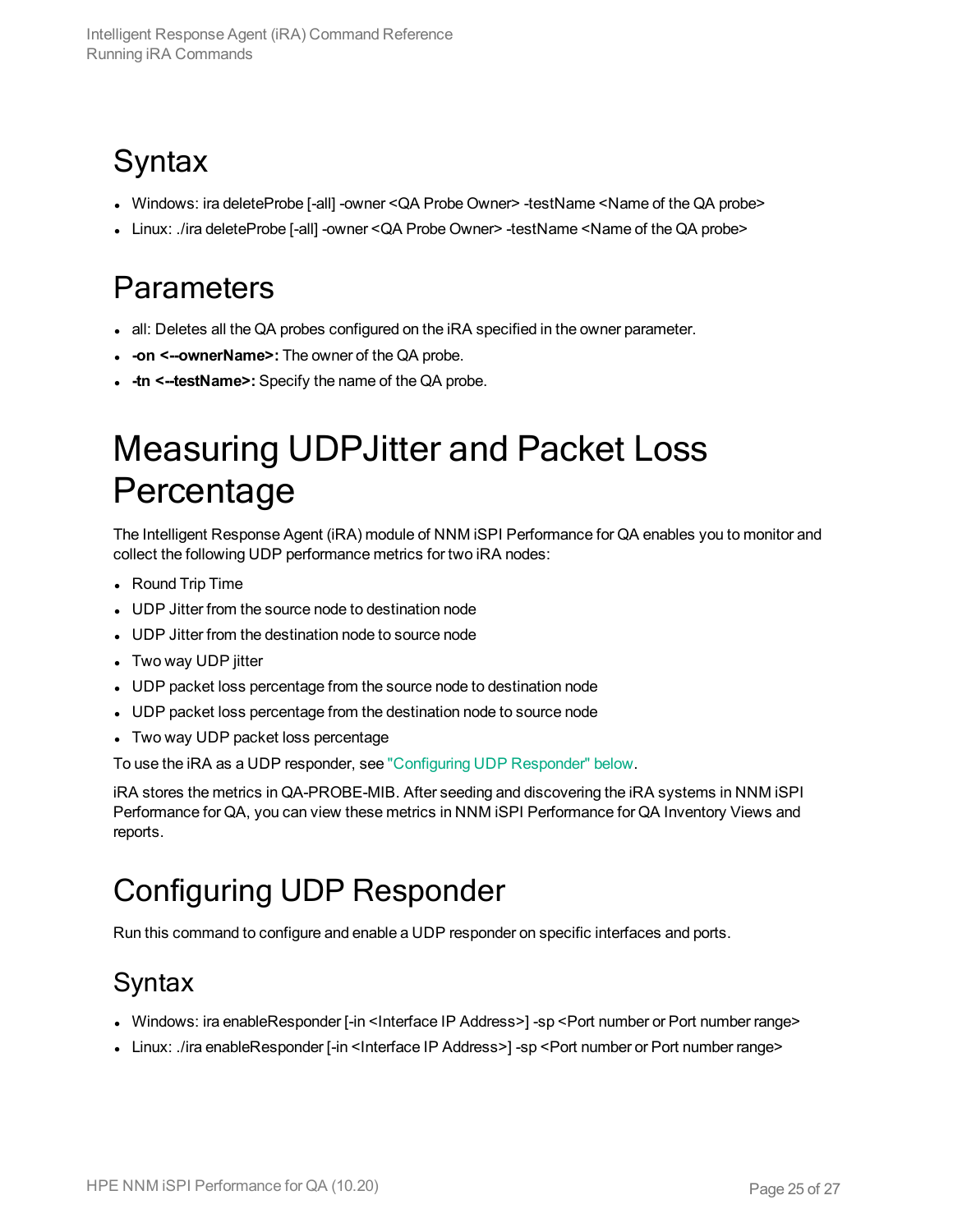## Syntax

- Windows: ira deleteProbe [-all] -owner <QA Probe Owner> -testName <Name of the QA probe>
- Linux: ./ira deleteProbe [-all] -owner <QA Probe Owner> -testName <Name of the QA probe>

## Parameters

- all: Deletes all the QA probes configured on the iRA specified in the owner parameter.
- **-on <--ownerName>:** The owner of the QA probe.
- **-tn <--testName>:** Specify the name of the QA probe.

# Measuring UDPJitter and Packet Loss Percentage

The Intelligent Response Agent (iRA) module of NNM iSPI Performance for QA enables you to monitor and collect the following UDP performance metrics for two iRA nodes:

- Round Trip Time
- UDP Jitter from the source node to destination node
- UDP Jitter from the destination node to source node
- Two way UDP jitter
- UDP packet loss percentage from the source node to destination node
- UDP packet loss percentage from the destination node to source node
- Two way UDP packet loss percentage

To use the iRA as a UDP responder, see "Configuring UDP Responder" below.

iRA stores the metrics in QA-PROBE-MIB. After seeding and discovering the iRA systems in NNM iSPI Performance for QA, you can view these metrics in NNM iSPI Performance for QA Inventory Views and reports.

# Configuring UDP Responder

Run this command to configure and enable a UDP responder on specific interfaces and ports.

## Syntax

- Windows: ira enableResponder [-in <Interface IP Address>] -sp <Port number or Port number range>
- Linux: ./ira enableResponder [-in <Interface IP Address>] -sp <Port number or Port number range>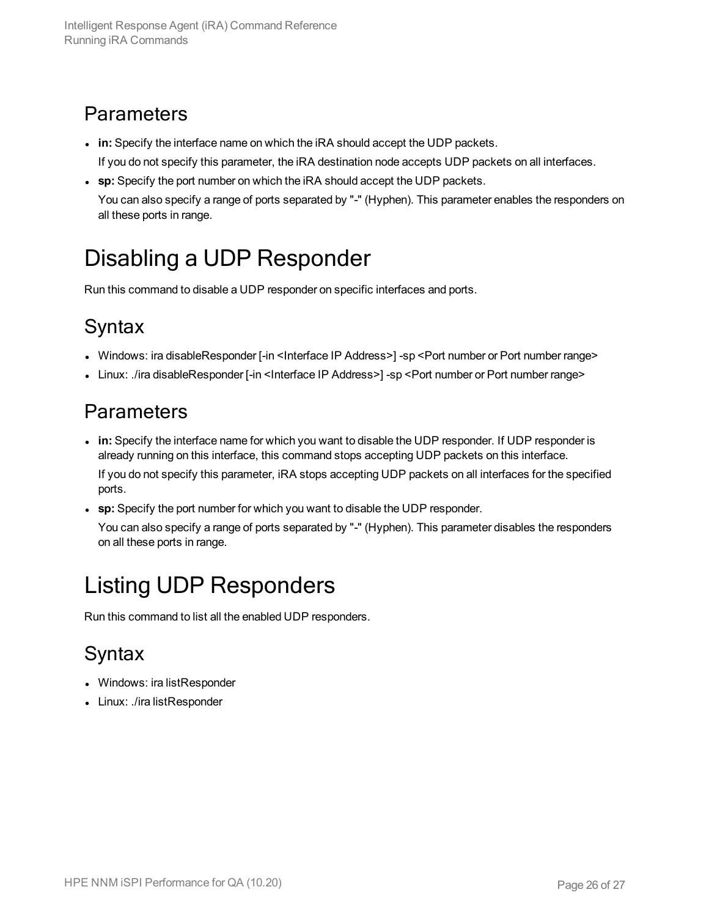## Parameters

- **in:** Specify the interface name on which the iRA should accept the UDP packets.
  If you do not specify this parameter, the iRA destination node accepts UDP packets on all interfaces.
- **sp:** Specify the port number on which the iRA should accept the UDP packets.
  You can also specify a range of ports separated by "-" (Hyphen). This parameter enables the responders on all these ports in range.

# Disabling a UDP Responder

Run this command to disable a UDP responder on specific interfaces and ports.

## Syntax

- Windows: ira disableResponder [-in <Interface IP Address>] -sp <Port number or Port number range>
- Linux: ./ira disableResponder [-in <Interface IP Address>] -sp <Port number or Port number range>

## Parameters

- **in:** Specify the interface name for which you want to disable the UDP responder. If UDP responder is already running on this interface, this command stops accepting UDP packets on this interface.
  If you do not specify this parameter, iRA stops accepting UDP packets on all interfaces for the specified ports.
- **sp:** Specify the port number for which you want to disable the UDP responder.
  You can also specify a range of ports separated by "-" (Hyphen). This parameter disables the responders on all these ports in range.

# Listing UDP Responders

Run this command to list all the enabled UDP responders.

## Syntax

- Windows: ira listResponder
- Linux: ./ira listResponder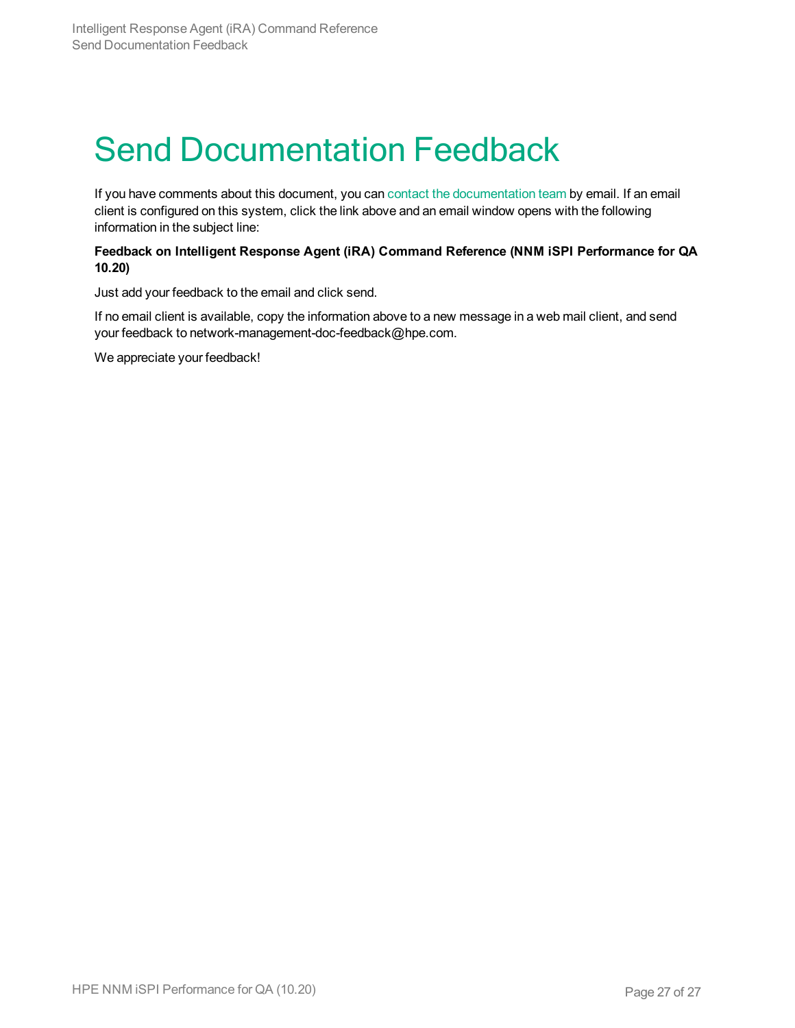# Send Documentation Feedback

If you have comments about this document, you can contact the documentation team by email. If an email client is configured on this system, click the link above and an email window opens with the following information in the subject line:

**Feedback on Intelligent Response Agent (iRA) Command Reference (NNM iSPI Performance for QA 10.20)**

Just add your feedback to the email and click send.

If no email client is available, copy the information above to a new message in a web mail client, and send your feedback to network-management-doc-feedback@hpe.com.

We appreciate your feedback!